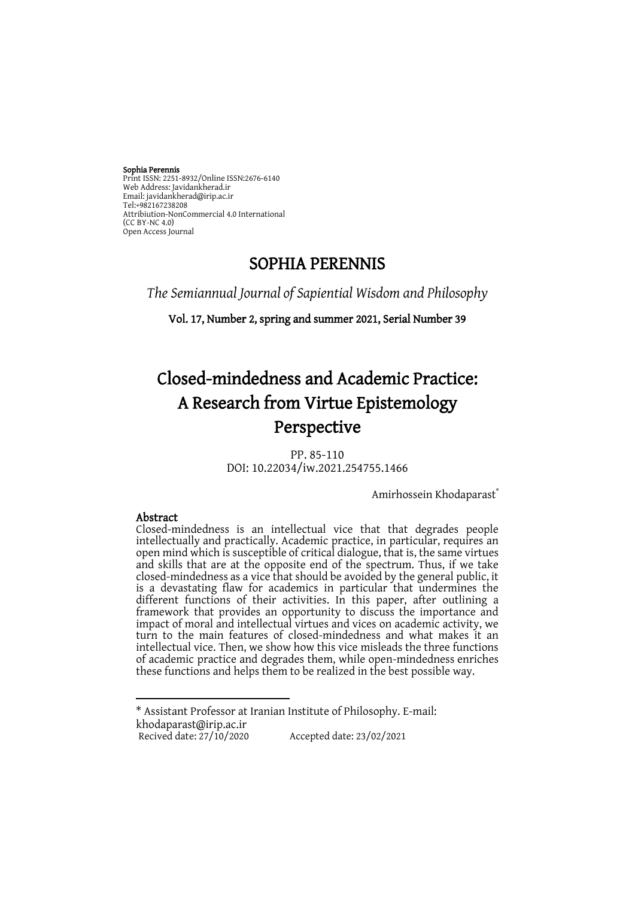**Sophia Perennis**
Print ISSN: 2251-8932/Online ISSN:2676-6140
Web Address: Javidankherad.ir
Email: javidankherad@irip.ac.ir
Tel:+982167238208
Attribiution-NonCommercial 4.0 International
(CC BY-NC 4.0)
Open Access Journal

# SOPHIA PERENNIS

*The Semiannual Journal of Sapiential Wisdom and Philosophy*

**Vol. 17, Number 2, spring and summer 2021, Serial Number 39**

# Closed-mindedness and Academic Practice: A Research from Virtue Epistemology Perspective

PP. 85-110
DOI: 10.22034/iw.2021.254755.1466

Amirhossein Khodaparast*

## Abstract

Closed-mindedness is an intellectual vice that that degrades people intellectually and practically. Academic practice, in particular, requires an open mind which is susceptible of critical dialogue, that is, the same virtues and skills that are at the opposite end of the spectrum. Thus, if we take closed-mindedness as a vice that should be avoided by the general public, it is a devastating flaw for academics in particular that undermines the different functions of their activities. In this paper, after outlining a framework that provides an opportunity to discuss the importance and impact of moral and intellectual virtues and vices on academic activity, we turn to the main features of closed-mindedness and what makes it an intellectual vice. Then, we show how this vice misleads the three functions of academic practice and degrades them, while open-mindedness enriches these functions and helps them to be realized in the best possible way.

---

\* Assistant Professor at Iranian Institute of Philosophy. E-mail: khodaparast@irip.ac.ir

Recived date: 27/10/2020 Accepted date: 23/02/2021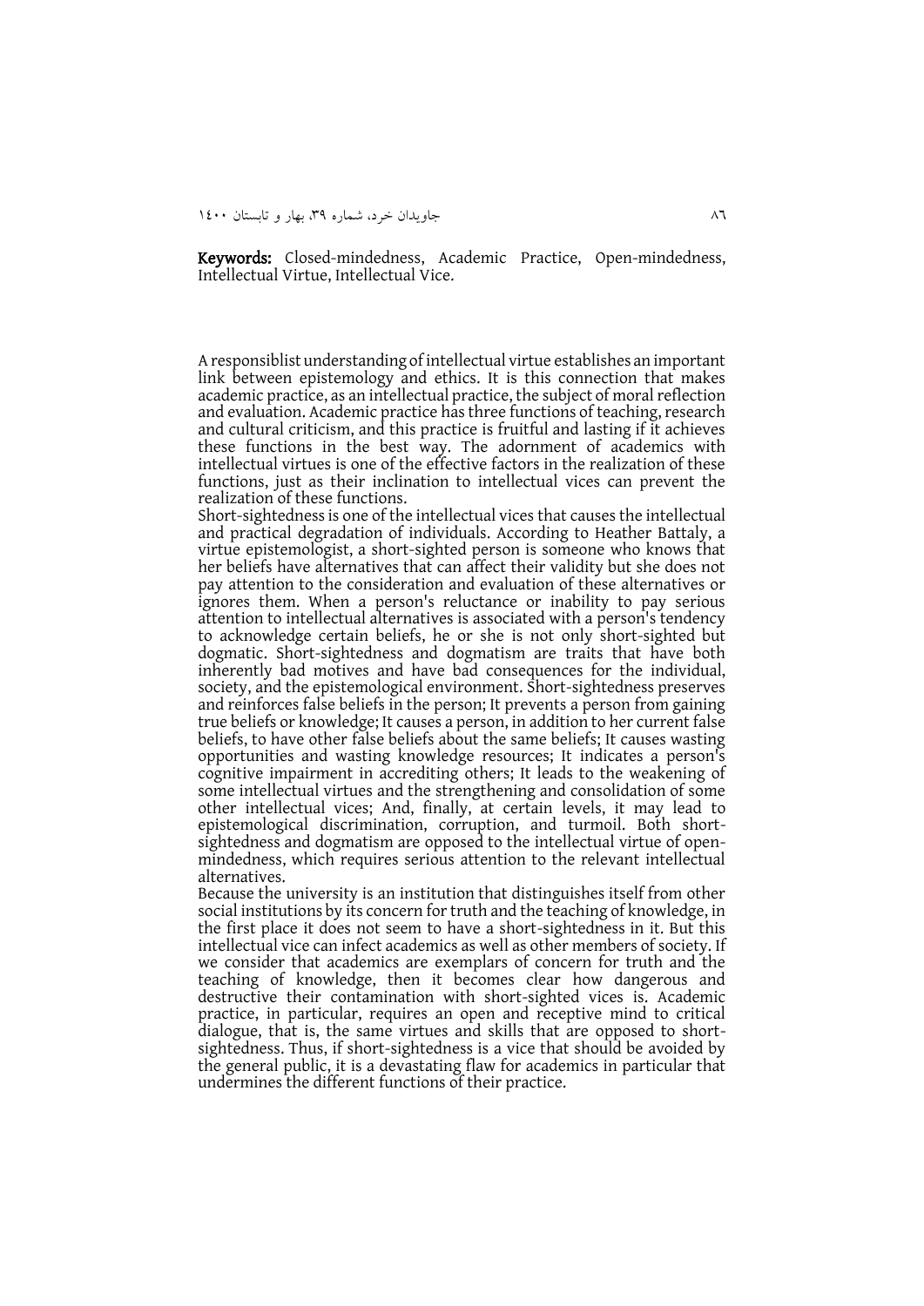**Keywords:** Closed-mindedness, Academic Practice, Open-mindedness, Intellectual Virtue, Intellectual Vice.

A responsiblist understanding of intellectual virtue establishes an important link between epistemology and ethics. It is this connection that makes academic practice, as an intellectual practice, the subject of moral reflection and evaluation. Academic practice has three functions of teaching, research and cultural criticism, and this practice is fruitful and lasting if it achieves these functions in the best way. The adornment of academics with intellectual virtues is one of the effective factors in the realization of these functions, just as their inclination to intellectual vices can prevent the realization of these functions.

Short-sightedness is one of the intellectual vices that causes the intellectual and practical degradation of individuals. According to Heather Battaly, a virtue epistemologist, a short-sighted person is someone who knows that her beliefs have alternatives that can affect their validity but she does not pay attention to the consideration and evaluation of these alternatives or ignores them. When a person's reluctance or inability to pay serious attention to intellectual alternatives is associated with a person's tendency to acknowledge certain beliefs, he or she is not only short-sighted but dogmatic. Short-sightedness and dogmatism are traits that have both inherently bad motives and have bad consequences for the individual, society, and the epistemological environment. Short-sightedness preserves and reinforces false beliefs in the person; It prevents a person from gaining true beliefs or knowledge; It causes a person, in addition to her current false beliefs, to have other false beliefs about the same beliefs; It causes wasting opportunities and wasting knowledge resources; It indicates a person's cognitive impairment in accrediting others; It leads to the weakening of some intellectual virtues and the strengthening and consolidation of some other intellectual vices; And, finally, at certain levels, it may lead to epistemological discrimination, corruption, and turmoil. Both short-sightedness and dogmatism are opposed to the intellectual virtue of open-mindedness, which requires serious attention to the relevant intellectual alternatives.

Because the university is an institution that distinguishes itself from other social institutions by its concern for truth and the teaching of knowledge, in the first place it does not seem to have a short-sightedness in it. But this intellectual vice can infect academics as well as other members of society. If we consider that academics are exemplars of concern for truth and the teaching of knowledge, then it becomes clear how dangerous and destructive their contamination with short-sighted vices is. Academic practice, in particular, requires an open and receptive mind to critical dialogue, that is, the same virtues and skills that are opposed to short-sightedness. Thus, if short-sightedness is a vice that should be avoided by the general public, it is a devastating flaw for academics in particular that undermines the different functions of their practice.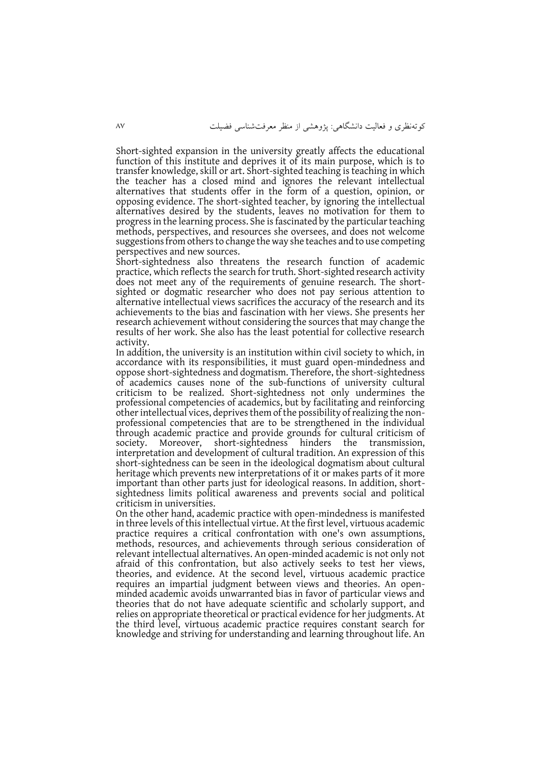Short-sighted expansion in the university greatly affects the educational function of this institute and deprives it of its main purpose, which is to transfer knowledge, skill or art. Short-sighted teaching is teaching in which the teacher has a closed mind and ignores the relevant intellectual alternatives that students offer in the form of a question, opinion, or opposing evidence. The short-sighted teacher, by ignoring the intellectual alternatives desired by the students, leaves no motivation for them to progress in the learning process. She is fascinated by the particular teaching methods, perspectives, and resources she oversees, and does not welcome suggestions from others to change the way she teaches and to use competing perspectives and new sources.

Short-sightedness also threatens the research function of academic practice, which reflects the search for truth. Short-sighted research activity does not meet any of the requirements of genuine research. The short-sighted or dogmatic researcher who does not pay serious attention to alternative intellectual views sacrifices the accuracy of the research and its achievements to the bias and fascination with her views. She presents her research achievement without considering the sources that may change the results of her work. She also has the least potential for collective research activity.

In addition, the university is an institution within civil society to which, in accordance with its responsibilities, it must guard open-mindedness and oppose short-sightedness and dogmatism. Therefore, the short-sightedness of academics causes none of the sub-functions of university cultural criticism to be realized. Short-sightedness not only undermines the professional competencies of academics, but by facilitating and reinforcing other intellectual vices, deprives them of the possibility of realizing the non-professional competencies that are to be strengthened in the individual through academic practice and provide grounds for cultural criticism of society. Moreover, short-sightedness hinders the transmission, interpretation and development of cultural tradition. An expression of this short-sightedness can be seen in the ideological dogmatism about cultural heritage which prevents new interpretations of it or makes parts of it more important than other parts just for ideological reasons. In addition, short-sightedness limits political awareness and prevents social and political criticism in universities.

On the other hand, academic practice with open-mindedness is manifested in three levels of this intellectual virtue. At the first level, virtuous academic practice requires a critical confrontation with one's own assumptions, methods, resources, and achievements through serious consideration of relevant intellectual alternatives. An open-minded academic is not only not afraid of this confrontation, but also actively seeks to test her views, theories, and evidence. At the second level, virtuous academic practice requires an impartial judgment between views and theories. An open-minded academic avoids unwarranted bias in favor of particular views and theories that do not have adequate scientific and scholarly support, and relies on appropriate theoretical or practical evidence for her judgments. At the third level, virtuous academic practice requires constant search for knowledge and striving for understanding and learning throughout life. An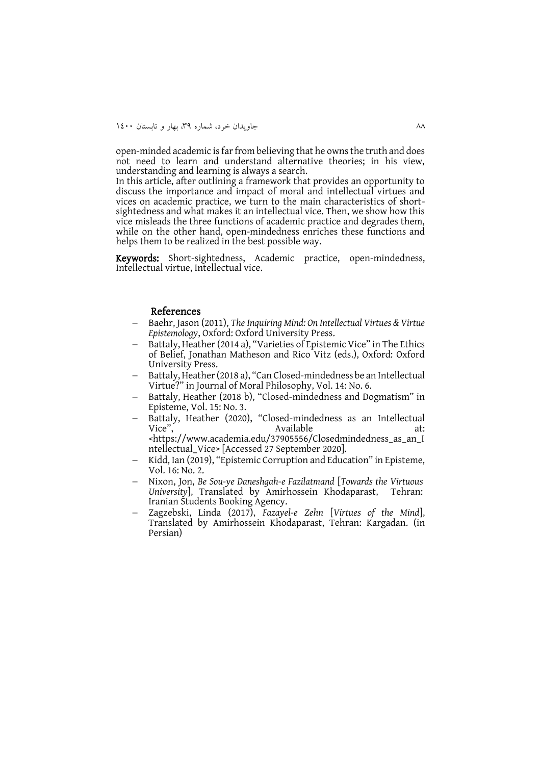open-minded academic is far from believing that he owns the truth and does not need to learn and understand alternative theories; in his view, understanding and learning is always a search.

In this article, after outlining a framework that provides an opportunity to discuss the importance and impact of moral and intellectual virtues and vices on academic practice, we turn to the main characteristics of short-sightedness and what makes it an intellectual vice. Then, we show how this vice misleads the three functions of academic practice and degrades them, while on the other hand, open-mindedness enriches these functions and helps them to be realized in the best possible way.

**Keywords:** Short-sightedness, Academic practice, open-mindedness, Intellectual virtue, Intellectual vice.

## References

- Baehr, Jason (2011), *The Inquiring Mind: On Intellectual Virtues & Virtue Epistemology*, Oxford: Oxford University Press.
- Battaly, Heather (2014 a), "Varieties of Epistemic Vice" in The Ethics of Belief, Jonathan Matheson and Rico Vitz (eds.), Oxford: Oxford University Press.
- Battaly, Heather (2018 a), "Can Closed-mindedness be an Intellectual Virtue?" in Journal of Moral Philosophy, Vol. 14: No. 6.
- Battaly, Heather (2018 b), "Closed-mindedness and Dogmatism" in Episteme, Vol. 15: No. 3.
- Battaly, Heather (2020), "Closed-mindedness as an Intellectual Vice", Available at: <https://www.academia.edu/37905556/Closedmindedness_as_an_Intellectual_Vice> [Accessed 27 September 2020].
- Kidd, Ian (2019), "Epistemic Corruption and Education" in Episteme, Vol. 16: No. 2.
- Nixon, Jon, *Be Sou-ye Daneshgah-e Fazilatmand* [*Towards the Virtuous University*], Translated by Amirhossein Khodaparast, Tehran: Iranian Students Booking Agency.
- Zagzebski, Linda (2017), *Fazayel-e Zehn* [*Virtues of the Mind*], Translated by Amirhossein Khodaparast, Tehran: Kargadan. (in Persian)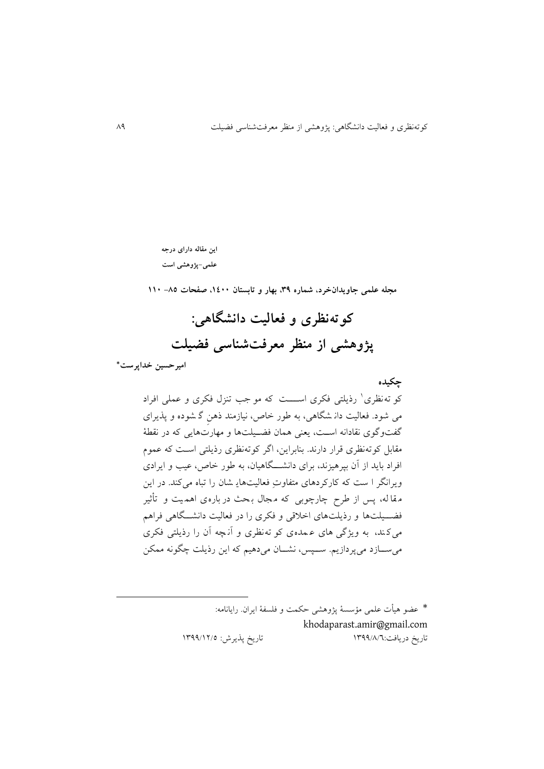این مقاله دارای درجه
علمی-پژوهشی است

مجله علمی جاویدان‌خرد، شماره ۳۹، بهار و تابستان ۱۴۰۰، صفحات ۸۵- ۱۱۰

# کوته‌نظری و فعالیت دانشگاهی:
# پژوهشی از منظر معرفت‌شناسی فضیلت

**امیرحسین خداپرست***

## چکیده

کوته‌نظری[1] رذیلتی فکری است که موجب تنزل فکری و عملی افراد می شود. فعالیت دانشگاهی، به طور خاص، نیازمند ذهنِ گشوده و پذیرای گفت‌وگوی نقادانه است، یعنی همان فضیلت‌ها و مهارت‌هایی که در نقطهٔ مقابل کوته‌نظری قرار دارند. بنابراین، اگر کوته‌نظری رذیلتی است که عموم افراد باید از آن بپرهیزند، برای دانشگاهیان، به طور خاص، عیب و ایرادی ویرانگر است که کارکردهای متفاوتِ فعالیت‌هایِ شان را تباه می‌کند. در این مقاله، پس از طرح چارچوبی که مجال بحث درباره‌ی اهمیت و تأثیر فضیلت‌ها و رذیلت‌های اخلاقی و فکری را در فعالیت دانشگاهی فراهم می‌کند، به ویژگی های عمده‌ی کوته‌نظری و آنچه آن را رذیلتی فکری می‌سازد می‌پردازیم. سپس، نشان می‌دهیم که این رذیلت چگونه ممکن

---

* عضو هیأت علمی مؤسسهٔ پژوهشی حکمت و فلسفهٔ ایران. رایانامه: khodaparast.amir@gmail.com

تاریخ دریافت: ۱۳۹۹/۸/۶ تاریخ پذیرش: ۱۳۹۹/۱۲/۵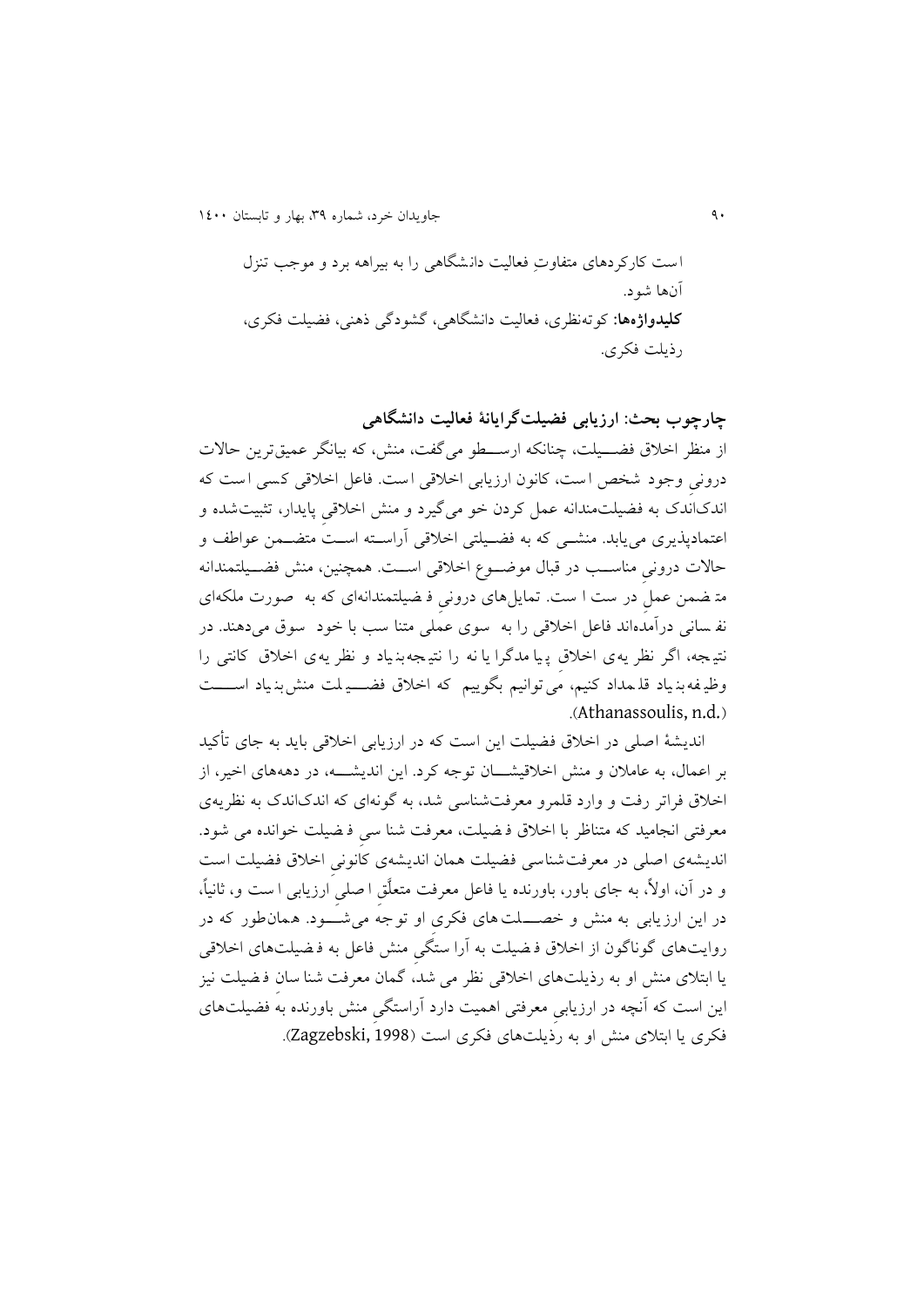است کارکردهای متفاوتِ فعالیت دانشگاهی را به بیراهه برد و موجب تنزل آنها شود.

**کلیدواژه‌ها:** کوته‌نظری، فعالیت دانشگاهی، گشودگی ذهنی، فضیلت فکری، رذیلت فکری.

## چارچوب بحث: ارزیابی فضیلت‌گرایانهٔ فعالیت دانشگاهی

از منظر اخلاق فضیلت، چنانکه ارسطو می‌گفت، منش، که بیانگر عمیق‌ترین حالات درونیِ وجود شخص است، کانون ارزیابی اخلاقی است. فاعل اخلاقی کسی است که اندک‌اندک به فضیلت‌مندانه عمل کردن خو می‌گیرد و منش اخلاقیِ پایدار، تثبیت‌شده و اعتمادپذیری می‌یابد. منشی که به فضیلتی اخلاقی آراسته است متضمن عواطف و حالات درونیِ مناسب در قبال موضوع اخلاقی است. همچنین، منش فضیلتمندانه متضمن عمل درست است. تمایل‌های درونیِ فضیلتمندانه‌ای که به صورت ملکه‌ای نفسانی درآمده‌اند فاعل اخلاقی را به سوی عملی متناسب با خود سوق می‌دهند. در نتیجه، اگر نظریه‌ی اخلاقِ پیامدگرایانه را نتیجه‌بنیاد و نظریه‌ی اخلاق کانتی را وظیفه‌بنیاد قلمداد کنیم، می‌توانیم بگوییم که اخلاق فضیلت منش‌بنیاد است (Athanassoulis, n.d.).

اندیشهٔ اصلی در اخلاق فضیلت این است که در ارزیابی اخلاقی باید به جای تأکید بر اعمال، به عاملان و منش اخلاقیشان توجه کرد. این اندیشه، در دهه‌های اخیر، از اخلاق فراتر رفت و وارد قلمرو معرفت‌شناسی شد، به گونه‌ای که اندک‌اندک به نظریه‌ی معرفتی انجامید که متناظر با اخلاق فضیلت، معرفت‌شناسی فضیلت خوانده می‌شود. اندیشه‌ی اصلی در معرفت‌شناسی فضیلت همان اندیشه‌ی کانونیِ اخلاق فضیلت است و در آن، اولاً، به جای باور، باورنده یا فاعل معرفت متعلَّقِ اصلیِ ارزیابی است و، ثانیاً، در این ارزیابی به منش و خصلت‌های فکری او توجه می‌شود. همان‌طور که در روایت‌های گوناگون از اخلاق فضیلت به آراستگیِ منش فاعل به فضیلت‌های اخلاقی یا ابتلای منش او به رذیلت‌های اخلاقی نظر می‌شد، گمان معرفت‌شناسان فضیلت نیز این است که آنچه در ارزیابیِ معرفتی اهمیت دارد آراستگیِ منش باورنده به فضیلت‌های فکری یا ابتلای منش او به رذیلت‌های فکری است (Zagzebski, 1998).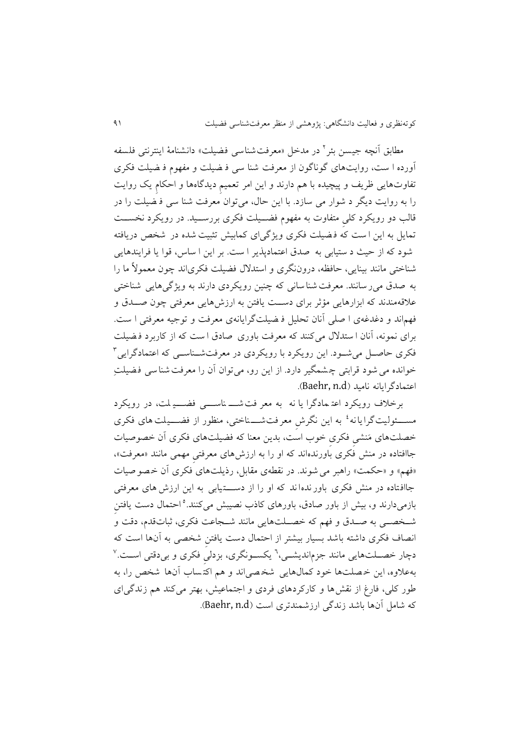مطابق آنچه جیسن بئر[2] در مدخل «معرفت‌شناسی فضیلت» دانشنامۀ اینترنتی فلسفه آورده است، روایت‌های گوناگون از معرفت شناسی فضیلت و مفهوم فضیلت فکری تفاوت‌هایی ظریف و پیچیده با هم دارند و این امر تعمیمِ دیدگاه‌ها و احکامِ یک روایت را به روایت دیگر دشوار می سازد. با این حال، می‌توان معرفت شناسی فضیلت را در قالب دو رویکرد کلیِ متفاوت به مفهوم فضیلت فکری بررسید. در رویکرد نخست تمایل به این است که فضیلت فکری ویژگی‌ای کمابیش تثبیت شده در شخص دریافته شود که از حیث دستیابی به صدق اعتمادپذیر است. بر این اساس، قوا یا فرایندهایی شناختی مانند بینایی، حافظه، درون‌نگری و استدلال فضیلت فکری‌اند چون معمولاً ما را به صدق می‌رسانند. معرفت‌شناسانی که چنین رویکردی دارند به ویژگی‌هایی شناختی علاقه‌مندند که ابزارهایی مؤثر برای دست یافتن به ارزش‌هایی معرفتی چون صدق و فهم‌اند و دغدغه‌ی اصلی آنان تحلیل فضیلت‌گرایانه‌ی معرفت و توجیه معرفتی است. برای نمونه، آنان استدلال می‌کنند که معرفت باوری صادق است که از کاربرد فضیلت فکری حاصل می‌شود. این رویکرد با رویکردی در معرفت‌شناسی که اعتمادگرایی[3] خوانده می شود قرابتی چشمگیر دارد. از این رو، می‌توان آن را معرفت‌شناسی فضیلتِ اعتمادگرایانه نامید (Baehr, n.d).

برخلاف رویکرد اعتمادگرا یا نه به معرفت‌شناسی فضیلت، در رویکرد مسئولیت‌گرایانه[4] به این نگرشِ معرفت‌شناختی، منظور از فضیلت‌های فکری خصلت‌های مَنشیِ فکریِ خوب است، بدین معنا که فضیلت‌های فکری آن خصوصیات جاافتاده در منش فکری باورنده‌اند که او را به ارزش‌های معرفتیِ مهمی مانند «معرفت»، «فهم» و «حکمت» راهبر می شوند. در نقطه‌ی مقابل، رذیلت‌های فکری آن خصوصیات جاافتاده در منش فکری باورنده‌اند که او را از دستیابی به این ارزش‌های معرفتی بازمی‌دارند و، بیش از باور صادق، باورهای کاذب نصیبش می‌کنند.[5] احتمال دست یافتنِ شخصی به صدق و فهم که خصلت‌هایی مانند شجاعت فکری، ثبات‌قدم، دقت و انصاف فکری داشته باشد بسیار بیشتر از احتمال دست یافتنِ شخصی به آن‌ها است که دچار خصلت‌هایی مانند جزم‌اندیشی،[6] یکسونگری، بزدلیِ فکری و بی‌دقتی است.[7] به‌علاوه، این خصلت‌ها خود کمال‌هایی شخصی‌اند و هم اکتساب آن‌ها شخص را، به طور کلی، فارغ از نقش‌ها و کارکردهای فردی و اجتماعیش، بهتر می‌کند هم زندگی‌ای که شامل آن‌ها باشد زندگی ارزشمندتری است (Baehr, n.d).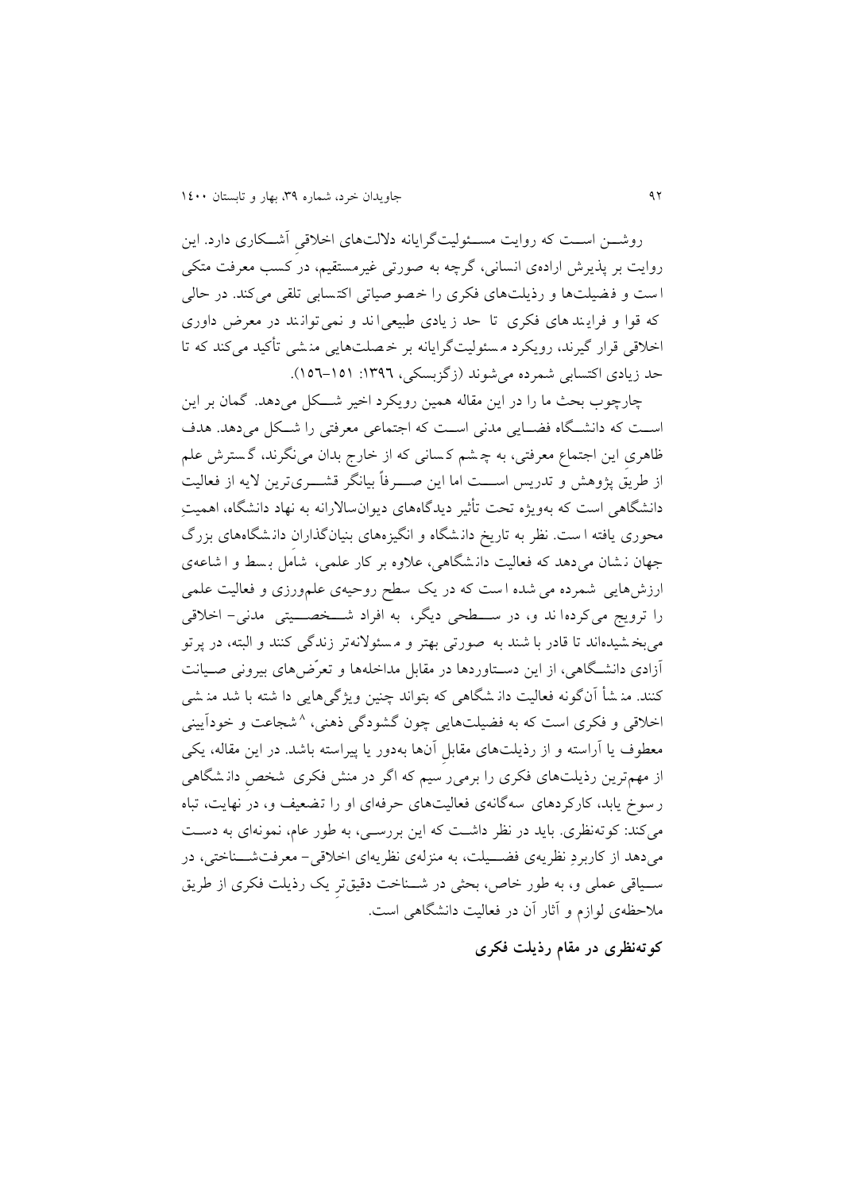روشن است که روایت مسئولیت‌گرایانه دلالت‌های اخلاقیِ آشکاری دارد. این روایت بر پذیرش اراده‌ی انسانی، گرچه به صورتی غیرمستقیم، در کسب معرفت متکی است و فضیلت‌ها و رذیلت‌های فکری را خصوصیاتی اکتسابی تلقی می‌کند. در حالی که قوا و فرایندهای فکری تا حد زیادی طبیعی‌اند و نمی‌توانند در معرض داوری اخلاقی قرار گیرند، رویکرد مسئولیت‌گرایانه بر خصلت‌هایی منشی تأکید می‌کند که تا حد زیادی اکتسابی شمرده می‌شوند (زگزبسکی، ۱۳۹۶: ۱۵۱-۱۵۶).

چارچوب بحث ما را در این مقاله همین رویکرد اخیر شکل می‌دهد. گمان بر این است که دانشگاه فضایی مدنی است که اجتماعی معرفتی را شکل می‌دهد. هدف ظاهریِ این اجتماع معرفتی، به چشم کسانی که از خارج بدان می‌نگرند، گسترش علم از طریقِ پژوهش و تدریس است اما این صرفاً بیانگر قشری‌ترین لایه از فعالیت دانشگاهی است که به‌ویژه تحت تأثیر دیدگاه‌های دیوان‌سالارانه به نهاد دانشگاه، اهمیتِ محوری یافته است. نظر به تاریخ دانشگاه و انگیزه‌های بنیان‌گذارانِ دانشگاه‌های بزرگ جهان نشان می‌دهد که فعالیت دانشگاهی، علاوه بر کار علمی، شاملِ بسط و اشاعه‌ی ارزش‌هایی شمرده می‌شده است که در یک سطح روحیه‌ی علم‌ورزی و فعالیت علمی را ترویج می‌کرده‌اند و، در سطحی دیگر، به افراد شخصیتی مدنی- اخلاقی می‌بخشیده‌اند تا قادر باشند به صورتی بهتر و مسئولانه‌تر زندگی کنند و البته، در پرتو آزادی دانشگاهی، از این دستاوردها در مقابل مداخله‌ها و تعرّض‌های بیرونی صیانت کنند. منشأ آن‌گونه فعالیت دانشگاهی که بتواند چنین ویژگی‌هایی داشته باشد منشی اخلاقی و فکری است که به فضیلت‌هایی چون گشودگی ذهنی،[8] شجاعت و خودآیینی معطوف یا آراسته و از رذیلت‌های مقابلِ آن‌ها به‌دور یا پیراسته باشد. در این مقاله، یکی از مهم‌ترین رذیلت‌های فکری را برمی‌رسیم که اگر در منش فکری شخصِ دانشگاهی رسوخ یابد، کارکردهای سه‌گانه‌ی فعالیت‌های حرفه‌ای او را تضعیف و، در نهایت، تباه می‌کند: کوته‌نظری. باید در نظر داشت که این بررسی، به طور عام، نمونه‌ای به دست می‌دهد از کاربردِ نظریه‌ی فضیلت، به منزله‌ی نظریه‌ای اخلاقی- معرفت‌شناختی، در سیاقی عملی و، به طور خاص، بحثی در شناخت دقیق‌ترِ یک رذیلت فکری از طریق ملاحظه‌ی لوازم و آثار آن در فعالیت دانشگاهی است.

## کوته‌نظری در مقام رذیلت فکری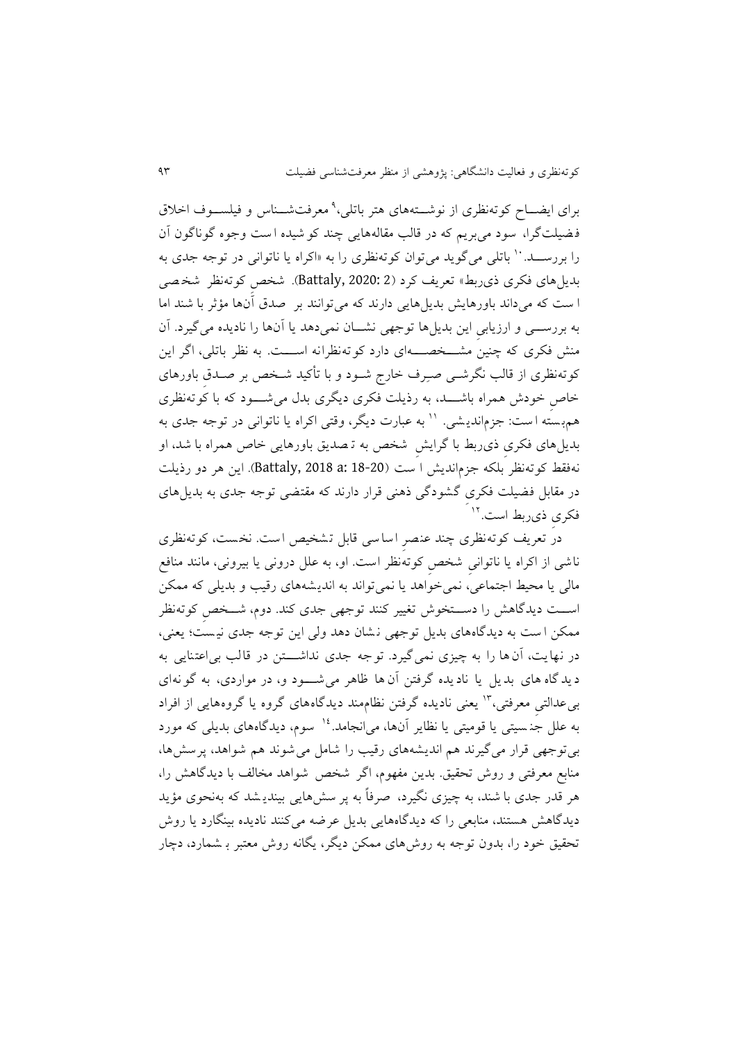برای ایضــاح کوته‌نظری از نوشــته‌های هتر باتلی،[9] معرفت‌شــناس و فیلســوف اخلاق فضیلت‌گرا، سود می‌بریم که در قالب مقاله‌هایی چند کوشیده است وجوه گوناگون آن را بررســد.[10] باتلی می‌گوید می‌توان کوته‌نظری را به «اکراه یا ناتوانی در توجه جدی به بدیل‌های فکری ذی‌ربط» تعریف کرد (Battaly, 2020: 2). شخصِ کوته‌نظر شخصی است که می‌داند باورهایش بدیل‌هایی دارند که می‌توانند بر صدق آن‌ها مؤثر باشند اما به بررســی و ارزیابیِ این بدیل‌ها توجهی نشــان نمی‌دهد یا آن‌ها را نادیده می‌گیرد. آن منش فکری که چنین مشــخصــه‌ای دارد کوته‌نظرانه اســت. به نظر باتلی، اگر این کوته‌نظری از قالب نگرشــی صِرف خارج شــود و با تأکید شــخص بر صــدقِ باورهای خاصِ خودش همراه باشــد، به رذیلت فکری دیگری بدل می‌شــود که با کوته‌نظری هم‌بسته است: جزم‌اندیشی.[11] به عبارت دیگر، وقتی اکراه یا ناتوانی در توجه جدی به بدیل‌های فکریِ ذی‌ربط با گرایشِ شخص به تصدیق باورهایی خاص همراه باشد، او نه‌فقط کوته‌نظر بلکه جزم‌اندیش است (Battaly, 2018 a: 18-20). این هر دو رذیلت در مقابل فضیلت فکریِ گشودگی ذهنی قرار دارند که مقتضی توجه جدی به بدیل‌های فکریِ ذی‌ربط است.[12]

در تعریف کوته‌نظری چند عنصرِ اساسی قابل تشخیص است. نخست، کوته‌نظری ناشی از اکراه یا ناتوانیِ شخصِ کوته‌نظر است. او، به علل درونی یا بیرونی، مانند منافع مالی یا محیط اجتماعی، نمی‌خواهد یا نمی‌تواند به اندیشه‌های رقیب و بدیلی که ممکن اســت دیدگاهش را دســتخوش تغییر کنند توجهی جدی کند. دوم، شــخصِ کوته‌نظر ممکن است به دیدگاه‌های بدیل توجهی نشان دهد ولی این توجه جدی نیست؛ یعنی، در نهایت، آن‌ها را به چیزی نمی‌گیرد. توجه جدی نداشــتن در قالب بی‌اعتنایی به دیدگاه‌های بدیل یا نادیده گرفتن آن‌ها ظاهر می‌شــود و، در مواردی، به گونه‌ای بی‌عدالتیِ معرفتی،[13] یعنی نادیده گرفتن نظام‌مند دیدگاه‌های گروه یا گروه‌هایی از افراد به علل جنسیتی یا قومیتی یا نظایر آن‌ها، می‌انجامد.[14] سوم، دیدگاه‌های بدیلی که مورد بی‌توجهی قرار می‌گیرند هم اندیشه‌های رقیب را شامل می‌شوند هم شواهد، پرسش‌ها، منابع معرفتی و روش تحقیق. بدین مفهوم، اگر شخص شواهد مخالف با دیدگاهش را، هر قدر جدی باشند، به چیزی نگیرد، صرفاً به پرسش‌هایی بیندیشد که به‌نحوی مؤید دیدگاهش هستند، منابعی را که دیدگاه‌هایی بدیل عرضه می‌کنند نادیده بینگارد یا روش تحقیق خود را، بدون توجه به روش‌های ممکن دیگر، یگانه روش معتبر بشمارد، دچار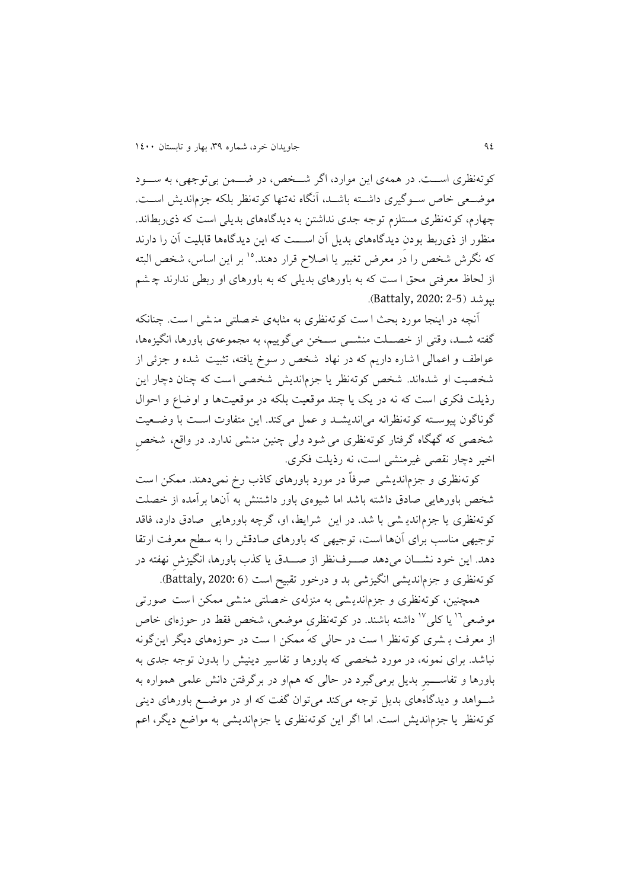کوته‌نظری اســـت. در همه‌ی این موارد، اگر شـــخص، در ضـــمن بی‌توجهی، به ســـود موضـــعی خاص ســـوگیری داشـــته باشـــد، آنگاه نه‌تنها کوته‌نظر بلکه جزم‌اندیش اســـت. چهارم، کوته‌نظری مستلزم توجه جدی نداشتن به دیدگاه‌های بدیلی است که ذی‌ربط‌اند. منظور از ذی‌ربط بودنِ دیدگاه‌های بدیل آن اســـت که این دیدگاه‌ها قابلیت آن را دارند که نگرش شخص را در معرض تغییر یا اصلاح قرار دهند.[15] بر این اساس، شخص البته از لحاظ معرفتی محق است که به باورهای بدیلی که به باورهای او ربطی ندارند چشم بپوشد (Battaly, 2020: 2-5).

آنچه در اینجا مورد بحث است کوته‌نظری به مثابه‌ی خصلتی منشی است. چنانکه گفته شـــد، وقتی از خصـــلت منشـــی ســـخن می‌گوییم، به مجموعه‌ی باورها، انگیزه‌ها، عواطف و اعمالی اشاره داریم که در نهاد شخص رسوخ یافته، تثبیت شده و جزئی از شخصیت او شده‌اند. شخص کوته‌نظر یا جزم‌اندیش شخصی است که چنان دچار این رذیلت فکری است که نه در یک یا چند موقعیت بلکه در موقعیت‌ها و اوضاع و احوال گوناگون پیوسته کوته‌نظرانه می‌اندیشـــد و عمل می‌کند. این متفاوت اســـت با وضـــعیت شخصی که گهگاه گرفتار کوته‌نظری می‌شود ولی چنین منشی ندارد. در واقع، شخصِ اخیر دچار نقصی غیرمنشی است، نه رذیلت فکری.

کوته‌نظری و جزم‌اندیشی صرفاً در مورد باورهای کاذب رخ نمی‌دهند. ممکن است شخص باورهایی صادق داشته باشد اما شیوه‌ی باور داشتنش به آن‌ها برآمده از خصلت کوته‌نظری یا جزم‌اندیشی باشد. در این شرایط، او، گرچه باورهایی صادق دارد، فاقد توجیهی مناسب برای آن‌ها است، توجیهی که باورهای صادقش را به سطح معرفت ارتقا دهد. این خود نشـــان می‌دهد صـــرف‌نظر از صـــدق یا کذب باورها، انگیزشِ نهفته در کوته‌نظری و جزم‌اندیشی انگیزشی بد و درخور تقبیح است (Battaly, 2020: 6).

همچنین، کوته‌نظری و جزم‌اندیشی به منزله‌ی خصلتی منشی ممکن است صورتی موضعی[16] یا کلی[17] داشته باشند. در کوته‌نظریِ موضعی، شخص فقط در حوزه‌ای خاص از معرفت بشری کوته‌نظر است در حالی که ممکن است در حوزه‌های دیگر این‌گونه نباشد. برای نمونه، در مورد شخصی که باورها و تفاسیر دینیش را بدون توجه جدی به باورها و تفاســـیرِ بدیل برمی‌گیرد در حالی که هم‌او در برگرفتن دانش علمی همواره به شـــواهد و دیدگاه‌های بدیل توجه می‌کند می‌توان گفت که او در موضـــع باورهای دینی کوته‌نظر یا جزم‌اندیش است. اما اگر این کوته‌نظری یا جزم‌اندیشی به مواضع دیگر، اعم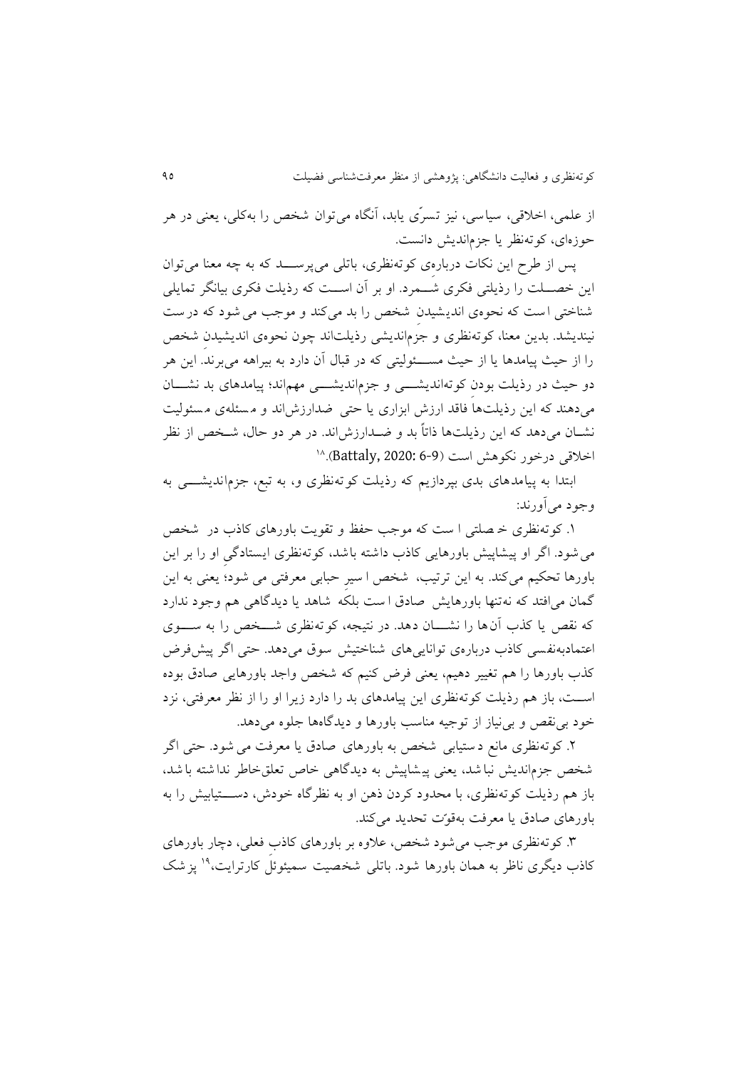از علمی، اخلاقی، سیاسی، نیز تسرّی یابد، آنگاه می‌توان شخص را به‌کلی، یعنی در هر حوزه‌ای، کوته‌نظر یا جزم‌اندیش دانست.

پس از طرح این نکات درباره‌ی کوته‌نظری، باتلی می‌پرسد که به چه معنا می‌توان این خصلت را رذیلتی فکری شمرد. او بر آن است که رذیلت فکری بیانگر تمایلی شناختی است که نحوه‌ی اندیشیدنِ شخص را بد می‌کند و موجب می‌شود که درست نیندیشد. بدین معنا، کوته‌نظری و جزم‌اندیشی رذیلت‌اند چون نحوه‌ی اندیشیدنِ شخص را از حیث پیامدها یا از حیث مسئولیتی که در قبال آن دارد به بیراهه می‌برند. این هر دو حیث در رذیلت بودنِ کوته‌اندیشی و جزم‌اندیشی مهم‌اند؛ پیامدهای بد نشان می‌دهند که این رذیلت‌ها فاقد ارزش ابزاری یا حتی ضدارزش‌اند و مسئله‌ی مسئولیت نشان می‌دهد که این رذیلت‌ها ذاتاً بد و ضدارزش‌اند. در هر دو حال، شخص از نظر اخلاقی درخور نکوهش است (Battaly, 2020: 6-9).[18]

ابتدا به پیامدهای بدی بپردازیم که رذیلت کوته‌نظری و، به تبع، جزم‌اندیشی به وجود می‌آورند:

۱. کوته‌نظری خصلتی است که موجب حفظ و تقویت باورهای کاذب در شخص می‌شود. اگر او پیشاپیش باورهایی کاذب داشته باشد، کوته‌نظری ایستادگیِ او را بر این باورها تحکیم می‌کند. به این ترتیب، شخص اسیرِ حبابی معرفتی می‌شود؛ یعنی به این گمان می‌افتد که نه‌تنها باورهایش صادق است بلکه شاهد یا دیدگاهی هم وجود ندارد که نقص یا کذب آن‌ها را نشان دهد. در نتیجه، کوته‌نظری شخص را به سوی اعتمادبه‌نفسی کاذب درباره‌ی توانایی‌های شناختیش سوق می‌دهد. حتی اگر پیش‌فرض کذب باورها را هم تغییر دهیم، یعنی فرض کنیم که شخص واجد باورهایی صادق بوده است، باز هم رذیلت کوته‌نظری این پیامدهای بد را دارد زیرا او را از نظر معرفتی، نزد خود بی‌نقص و بی‌نیاز از توجیه مناسب باورها و دیدگاه‌ها جلوه می‌دهد.

۲. کوته‌نظری مانع دستیابی شخص به باورهای صادق یا معرفت می‌شود. حتی اگر شخص جزم‌اندیش نباشد، یعنی پیشاپیش به دیدگاهی خاص تعلق‌خاطر نداشته باشد، باز هم رذیلت کوته‌نظری، با محدود کردن ذهن او به نظرگاه خودش، دستیابیش را به باورهای صادق یا معرفت به‌قوّت تحدید می‌کند.

۳. کوته‌نظری موجب می‌شود شخص، علاوه بر باورهای کاذبِ فعلی، دچار باورهای کاذب دیگری ناظر به همان باورها شود. باتلی شخصیت سمیوئلِ کارترایت،[19] پزشک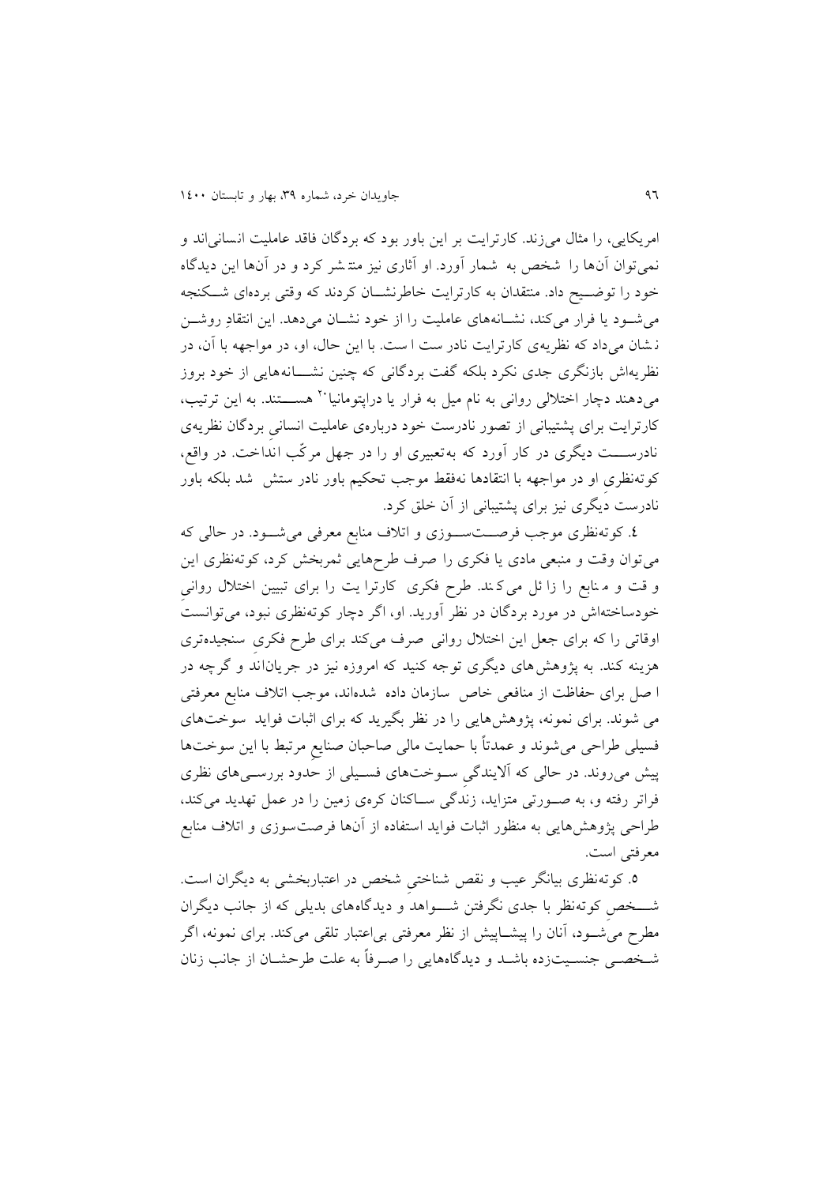امریکایی، را مثال می‌زند. کارترایت بر این باور بود که بردگان فاقد عاملیت انسانی‌اند و نمی‌توان آن‌ها را شخص به شمار آورد. او آثاری نیز منتشر کرد و در آن‌ها این دیدگاه خود را توضیح داد. منتقدان به کارترایت خاطرنشان کردند که وقتی برده‌ای شکنجه می‌شود یا فرار می‌کند، نشانه‌های عاملیت را از خود نشان می‌دهد. این انتقادِ روشن نشان می‌داد که نظریه‌ی کارترایت نادرست است. با این حال، او، در مواجهه با آن، در نظریه‌اش بازنگری جدی نکرد بلکه گفت بردگانی که چنین نشانه‌هایی از خود بروز می‌دهند دچار اختلالی روانی به نام میل به فرار یا دراپتومانیا[20] هستند. به این ترتیب، کارترایت برای پشتیبانی از تصور نادرست خود درباره‌ی عاملیت انسانیِ بردگان نظریه‌ی نادرست دیگری در کار آورد که به‌تعبیری او را در جهل مرکّب انداخت. در واقع، کوته‌نظری او در مواجهه با انتقادها نه‌فقط موجب تحکیم باور نادرستش شد بلکه باور نادرست دیگری نیز برای پشتیبانی از آن خلق کرد.

٤. کوته‌نظری موجب فرصت‌سوزی و اتلاف منابع معرفی می‌شود. در حالی که می‌توان وقت و منبعی مادی یا فکری را صرف طرح‌هایی ثمربخش کرد، کوته‌نظری این وقت و منابع را زائل می‌کند. طرح فکری کارترایت را برای تبیین اختلال روانیِ خودساخته‌اش در مورد بردگان در نظر آورید. او، اگر دچار کوته‌نظری نبود، می‌توانست اوقاتی را که برای جعل این اختلال روانی صرف می‌کند برای طرح فکریِ سنجیده‌تری هزینه کند. به پژوهش‌های دیگری توجه کنید که امروزه نیز در جریان‌اند و گرچه در اصل برای حفاظت از منافعی خاص سازمان داده شده‌اند، موجب اتلاف منابع معرفتی می‌شوند. برای نمونه، پژوهش‌هایی را در نظر بگیرید که برای اثبات فواید سوخت‌های فسیلی طراحی می‌شوند و عمدتاً با حمایت مالی صاحبان صنایعِ مرتبط با این سوخت‌ها پیش می‌روند. در حالی که آلایندگی سوخت‌های فسیلی از حدود بررسی‌های نظری فراتر رفته و، به صورتی متزاید، زندگی ساکنان کره‌ی زمین را در عمل تهدید می‌کند، طراحی پژوهش‌هایی به منظور اثبات فواید استفاده از آن‌ها فرصت‌سوزی و اتلاف منابع معرفتی است.

٥. کوته‌نظری بیانگر عیب و نقص شناختیِ شخص در اعتباربخشی به دیگران است. شخصِ کوته‌نظر با جدی نگرفتنِ شواهد و دیدگاه‌های بدیلی که از جانب دیگران مطرح می‌شود، آنان را پیشاپیش از نظر معرفتی بی‌اعتبار تلقی می‌کند. برای نمونه، اگر شخصی جنسیت‌زده باشد و دیدگاه‌هایی را صرفاً به علت طرحشان از جانب زنان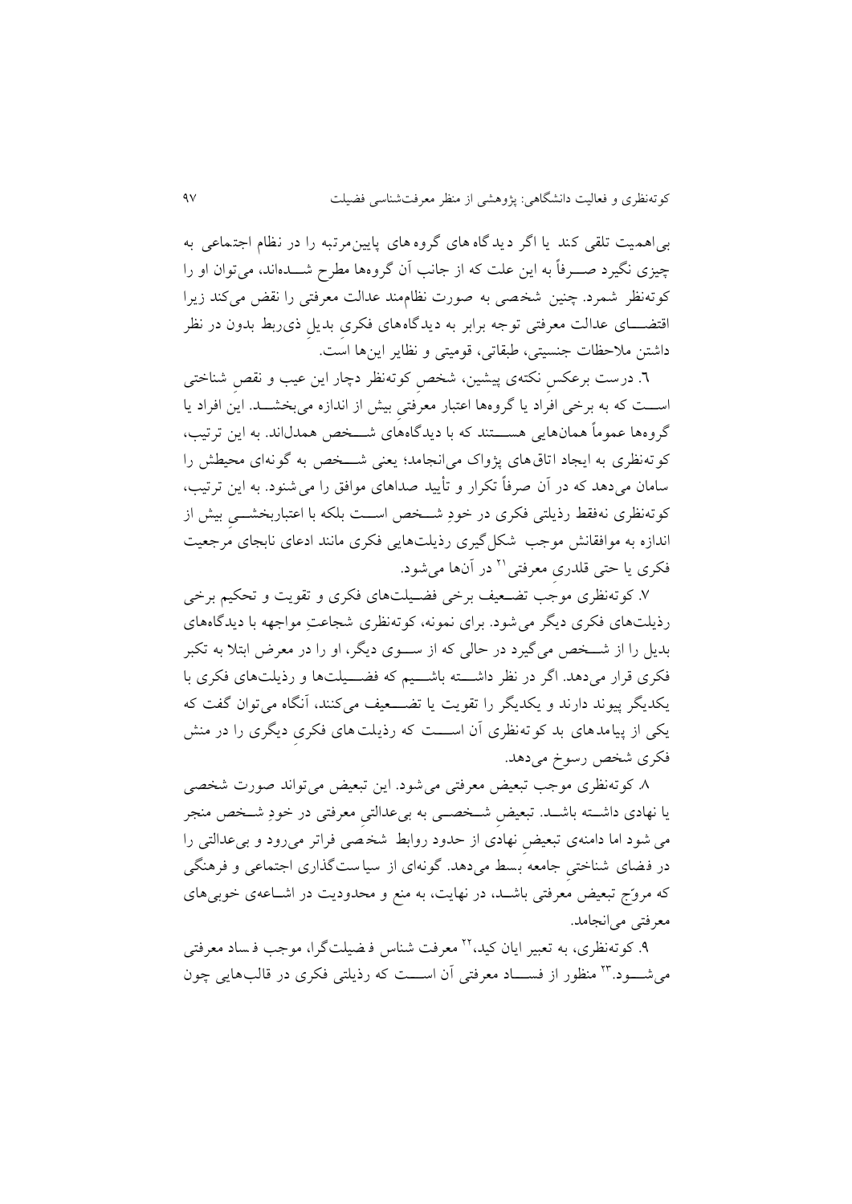بی‌اهمیت تلقی کند یا اگر دیدگاه‌های گروه‌های پایین‌مرتبه را در نظام اجتماعی به چیزی نگیرد صرفاً به این علت که از جانب آن گروه‌ها مطرح شده‌اند، می‌توان او را کوته‌نظر شمرد. چنین شخصی به صورت نظام‌مند عدالت معرفتی را نقض می‌کند زیرا اقتضای عدالت معرفتی توجه برابر به دیدگاه‌های فکری بدیلِ ذی‌ربط بدون در نظر داشتن ملاحظات جنسیتی، طبقاتی، قومیتی و نظایر این‌ها است.

٦. درست برعکس نکته‌ی پیشین، شخصِ کوته‌نظر دچار این عیب و نقصِ شناختی است که به برخی افراد یا گروه‌ها اعتبار معرفتیِ بیش از اندازه می‌بخشد. این افراد یا گروه‌ها عموماً همان‌هایی هستند که با دیدگاه‌های شخص همدل‌اند. به این ترتیب، کوته‌نظری به ایجاد اتاق‌های پژواک می‌انجامد؛ یعنی شخص به گونه‌ای محیطش را سامان می‌دهد که در آن صرفاً تکرار و تأیید صداهای موافق را می‌شنود. به این ترتیب، کوته‌نظری نه‌فقط رذیلتی فکری در خودِ شخص است بلکه با اعتباربخشیِ بیش از اندازه به موافقانش موجب شکل‌گیری رذیلت‌هایی فکری مانند ادعای نابجای مرجعیت فکری یا حتی قلدریِ معرفتی[21] در آن‌ها می‌شود.

٧. کوته‌نظری موجب تضعیف برخی فضیلت‌های فکری و تقویت و تحکیم برخی رذیلت‌های فکری دیگر می‌شود. برای نمونه، کوته‌نظری شجاعتِ مواجهه با دیدگاه‌های بدیل را از شخص می‌گیرد در حالی که از سوی دیگر، او را در معرض ابتلا به تکبر فکری قرار می‌دهد. اگر در نظر داشته باشیم که فضیلت‌ها و رذیلت‌های فکری با یکدیگر پیوند دارند و یکدیگر را تقویت یا تضعیف می‌کنند، آنگاه می‌توان گفت که یکی از پیامدهای بد کوته‌نظری آن است که رذیلت‌های فکریِ دیگری را در منش فکری شخص رسوخ می‌دهد.

٨. کوته‌نظری موجب تبعیض معرفتی می‌شود. این تبعیض می‌تواند صورت شخصی یا نهادی داشته باشد. تبعیضِ شخصی به بی‌عدالتیِ معرفتی در خودِ شخص منجر می شود اما دامنه‌ی تبعیضِ نهادی از حدود روابط شخصی فراتر می‌رود و بی‌عدالتی را در فضای شناختیِ جامعه بسط می‌دهد. گونه‌ای از سیاست‌گذاری اجتماعی و فرهنگی که مروّج تبعیض معرفتی باشد، در نهایت، به منع و محدودیت در اشاعه‌ی خوبی‌های معرفتی می‌انجامد.

٩. کوته‌نظری، به تعبیر ایان کید،[22] معرفت شناس فضیلت‌گرا، موجب فساد معرفتی می‌شود.[23] منظور از فساد معرفتی آن است که رذیلتی فکری در قالب‌هایی چون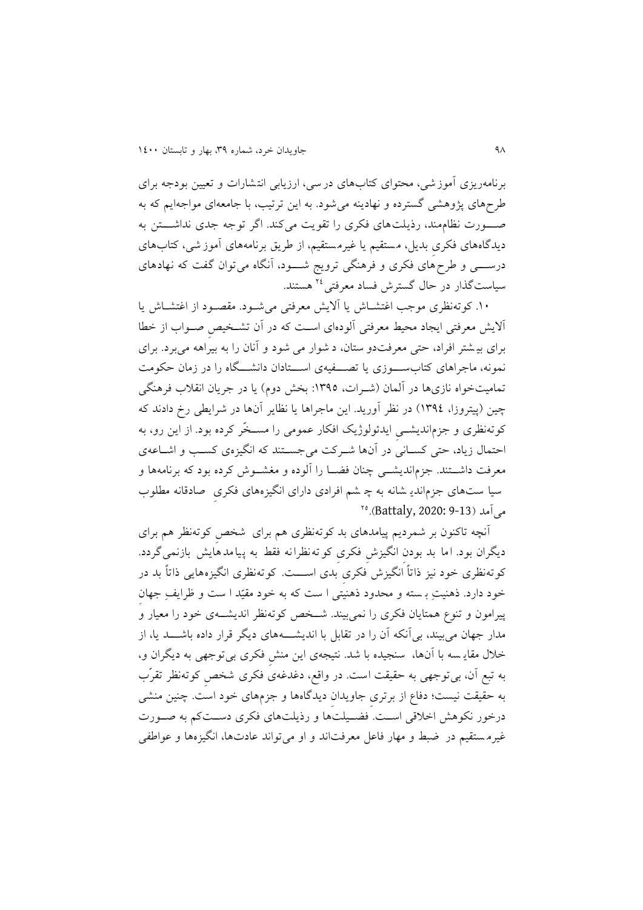برنامه‌ریزی آموزشی، محتوای کتاب‌های درسی، ارزیابی انتشارات و تعیین بودجه برای طرح‌های پژوهشی گسترده و نهادینه می‌شود. به این ترتیب، با جامعه‌ای مواجه‌ایم که به صورت نظام‌مند، رذیلت‌های فکری را تقویت می‌کند. اگر توجه جدی نداشتن به دیدگاه‌های فکری بدیل، مستقیم یا غیرمستقیم، از طریق برنامه‌های آموزشی، کتاب‌های درسی و طرح‌های فکری و فرهنگی ترویج شود، آنگاه می‌توان گفت که نهادهای سیاست‌گذار در حال گسترش فساد معرفتی[24] هستند.

۱۰. کوته‌نظری موجب اغتشاش یا آلایش معرفتی می‌شود. مقصود از اغتشاش یا آلایش معرفتی ایجاد محیط معرفتی آلوده‌ای است که در آن تشخیص صواب از خطا برای بیشتر افراد، حتی معرفت‌دوستان، دشوار می شود و آنان را به بیراهه می‌برد. برای نمونه، ماجراهای کتاب‌سوزی یا تصفیه‌ی استادان دانشگاه را در زمان حکومت تمامیت‌خواه نازی‌ها در آلمان (شرات، ۱۳۹۵: بخش دوم) یا در جریان انقلاب فرهنگی چین (پیتروزا، ۱۳۹٤) در نظر آورید. این ماجراها یا نظایر آن‌ها در شرایطی رخ دادند که کوته‌نظری و جزم‌اندیشی ایدئولوژیک افکار عمومی را مسخّر کرده بود. از این رو، به احتمال زیاد، حتی کسانی در آن‌ها شرکت می‌جستند که انگیزه‌ی کسب و اشاعه‌ی معرفت داشتند. جزم‌اندیشی چنان فضا را آلوده و مغشوش کرده بود که برنامه‌ها و سیاست‌های جزم‌اندیشانه به چشم افرادی دارای انگیزه‌های فکری صادقانه مطلوب می‌آمد (Battaly, 2020: 9-13).[25]

آنچه تاکنون بر شمردیم پیامدهای بد کوته‌نظری هم برای شخص کوته‌نظر هم برای دیگران بود. اما بد بودن انگیزش فکری کوته‌نظرانه فقط به پیامدهایش بازنمی‌گردد. کوته‌نظری خود نیز ذاتاً انگیزش فکری بدی است. کوته‌نظری انگیزه‌هایی ذاتاً بد در خود دارد. ذهنیتِ بسته و محدود ذهنیتی است که به خود مقیّد است و ظرایفِ جهانِ پیرامون و تنوع همتایان فکری را نمی‌بیند. شخص کوته‌نظر اندیشه‌ی خود را معیار و مدار جهان می‌بیند، بی‌آنکه آن را در تقابل با اندیشه‌های دیگر قرار داده باشد یا، از خلال مقایسه با آن‌ها، سنجیده باشد. نتیجه‌ی این منش فکری بی‌توجهی به دیگران و، به تبع آن، بی‌توجهی به حقیقت است. در واقع، دغدغه‌ی فکری شخص کوته‌نظر تقرّب به حقیقت نیست؛ دفاع از برتری جاویدان دیدگاه‌ها و جزم‌های خود است. چنین منشی درخور نکوهش اخلاقی است. فضیلت‌ها و رذیلت‌های فکری دست‌کم به صورت غیرمستقیم در ضبط و مهار فاعل معرفت‌اند و او می‌تواند عادت‌ها، انگیزه‌ها و عواطفی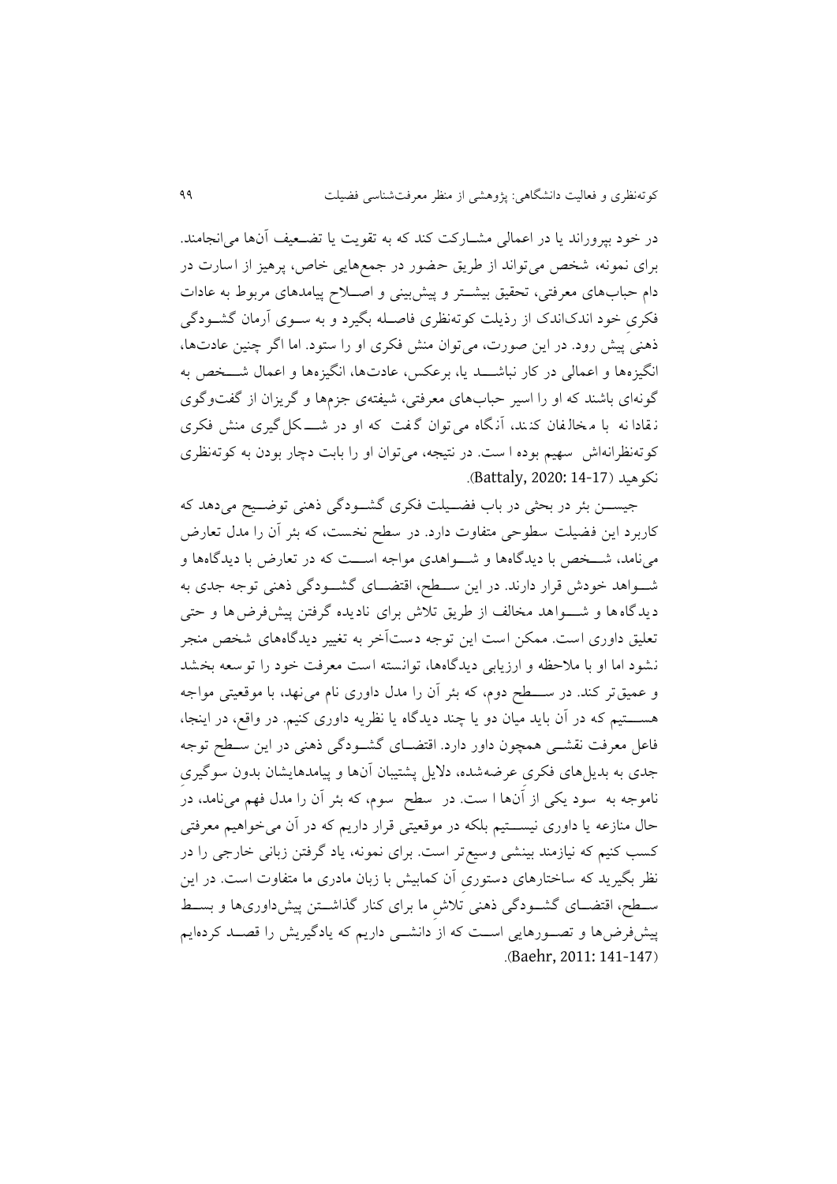در خود بپروراند یا در اعمالی مشارکت کند که به تقویت یا تضعیف آن‌ها می‌انجامند. برای نمونه، شخص می‌تواند از طریق حضور در جمع‌هایی خاص، پرهیز از اسارت در دام حباب‌های معرفتی، تحقیق بیشتر و پیش‌بینی و اصلاح پیامدهای مربوط به عادات فکریِ خود اندک‌اندک از رذیلت کوته‌نظری فاصله بگیرد و به سوی آرمان گشودگی ذهنی پیش رود. در این صورت، می‌توان منش فکری او را ستود. اما اگر چنین عادت‌ها، انگیزه‌ها و اعمالی در کار نباشد یا، برعکس، عادت‌ها، انگیزه‌ها و اعمال شخص به گونه‌ای باشند که او را اسیر حباب‌های معرفتی، شیفته‌ی جزم‌ها و گریزان از گفت‌وگوی نقادانه با مخالفان کنند، آنگاه می‌توان گفت که او در شکل‌گیری منش فکری کوته‌نظرانه‌اش سهیم بوده است. در نتیجه، می‌توان او را بابت دچار بودن به کوته‌نظری نکوهید (Battaly, 2020: 14-17).

جیسن بئر در بحثی در باب فضیلت فکری گشودگی ذهنی توضیح می‌دهد که کاربرد این فضیلت سطوحی متفاوت دارد. در سطح نخست، که بئر آن را مدل تعارض می‌نامد، شخص با دیدگاه‌ها و شواهدی مواجه است که در تعارض با دیدگاه‌ها و شواهد خودش قرار دارند. در این سطح، اقتضای گشودگی ذهنی توجه جدی به دیدگاه‌ها و شواهد مخالف از طریق تلاش برای نادیده گرفتن پیش‌فرض‌ها و حتی تعلیق داوری است. ممکن است این توجه دست‌آخر به تغییر دیدگاه‌های شخص منجر نشود اما او با ملاحظه و ارزیابی دیدگاه‌ها، توانسته است معرفت خود را توسعه بخشد و عمیق‌تر کند. در سطح دوم، که بئر آن را مدل داوری نام می‌نهد، با موقعیتی مواجه هستیم که در آن باید میان دو یا چند دیدگاه یا نظریه داوری کنیم. در واقع، در اینجا، فاعل معرفت نقشی همچون داور دارد. اقتضای گشودگی ذهنی در این سطح توجه جدی به بدیل‌های فکری عرضه‌شده، دلایل پشتیبان آن‌ها و پیامدهایشان بدون سوگیریِ ناموجه به سود یکی از آن‌ها است. در سطح سوم، که بئر آن را مدل فهم می‌نامد، در حال منازعه یا داوری نیستیم بلکه در موقعیتی قرار داریم که در آن می‌خواهیم معرفتی کسب کنیم که نیازمند بینشی وسیع‌تر است. برای نمونه، یاد گرفتن زبانی خارجی را در نظر بگیرید که ساختارهای دستوری آن کمابیش با زبان مادری ما متفاوت است. در این سطح، اقتضای گشودگی ذهنی تلاشِ ما برای کنار گذاشتن پیش‌داوری‌ها و بسط پیش‌فرض‌ها و تصورهایی است که از دانشی داریم که یادگیریش را قصد کرده‌ایم (Baehr, 2011: 141-147).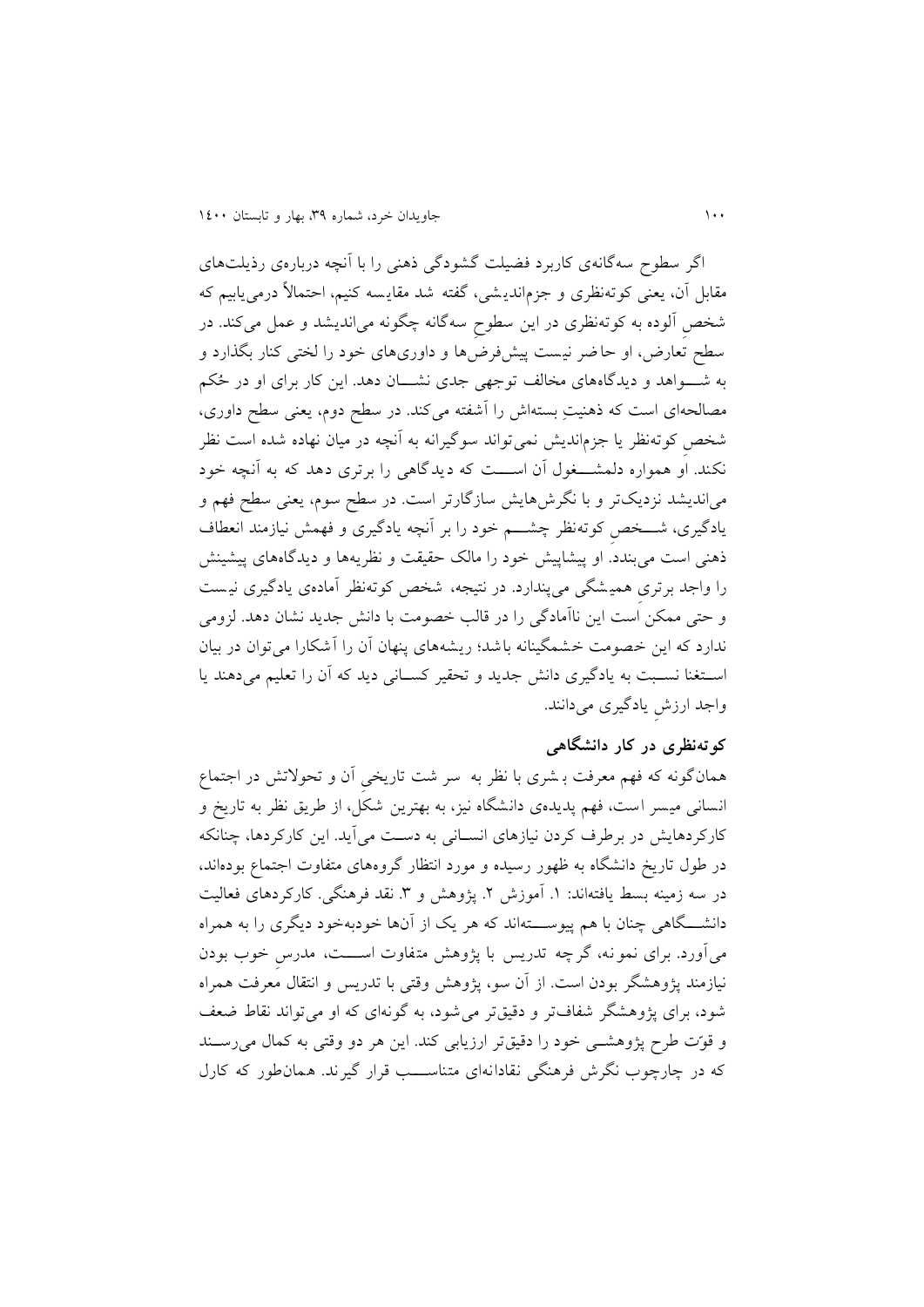اگر سطوح سه‌گانه‌ی کاربرد فضیلت گشودگی ذهنی را با آنچه درباره‌ی رذیلت‌های مقابل آن، یعنی کوته‌نظری و جزم‌اندیشی، گفته شد مقایسه کنیم، احتمالاً درمی‌یابیم که شخصِ آلوده به کوته‌نظری در این سطوحِ سه‌گانه چگونه می‌اندیشد و عمل می‌کند. در سطح تعارض، او حاضر نیست پیش‌فرض‌ها و داوری‌های خود را لختی کنار بگذارد و به شـــواهد و دیدگاه‌های مخالف توجهی جدی نشـــان دهد. این کار برای او در حُکم مصالحه‌ای است که ذهنیتِ بسته‌اش را آشفته می‌کند. در سطح دوم، یعنی سطح داوری، شخصِ کوته‌نظر یا جزم‌اندیش نمی‌تواند سوگیرانه به آنچه در میان نهاده شده است نظر نکند. او همواره دلمشـــغول آن اســـت که دیدگاهی را برتری دهد که به آنچه خود می‌اندیشد نزدیک‌تر و با نگرش‌هایش سازگارتر است. در سطح سوم، یعنی سطح فهم و یادگیری، شـــخصِ کوته‌نظر چشـــم خود را بر آنچه یادگیری و فهمش نیازمند انعطاف ذهنی است می‌بندد. او پیشاپیش خود را مالک حقیقت و نظریه‌ها و دیدگاه‌های پیشینش را واجد برتریِ همیشگی می‌پندارد. در نتیجه، شخص کوته‌نظر آماده‌ی یادگیری نیست و حتی ممکن است این ناآمادگی را در قالب خصومت با دانش جدید نشان دهد. لزومی ندارد که این خصومت خشمگینانه باشد؛ ریشه‌های پنهان آن را آشکارا می‌توان در بیان اســتغنا نســبت به یادگیری دانش جدید و تحقیر کســانی دید که آن را تعلیم می‌دهند یا واجد ارزشِ یادگیری می‌دانند.

## کوته‌نظری در کار دانشگاهی

همان‌گونه که فهم معرفت بشری با نظر به سر شت تاریخیِ آن و تحولاتش در اجتماع انسانی میسر است، فهم پدیده‌ی دانشگاه نیز، به بهترین شکل، از طریق نظر به تاریخ و کارکردهایش در برطرف کردن نیازهای انســانی به دســت می‌آید. این کارکردها، چنانکه در طول تاریخ دانشگاه به ظهور رسیده و مورد انتظار گروه‌های متفاوت اجتماع بوده‌اند، در سه زمینه بسط یافته‌اند: ۱. آموزش ۲. پژوهش و ۳. نقد فرهنگی. کارکردهای فعالیت دانشـــگاهی چنان با هم پیوســـته‌اند که هر یک از آنها خودبه‌خود دیگری را به همراه می‌آورد. برای نمونه، گرچه تدریس با پژوهش متفاوت اســـت، مدرسِ خوب بودن نیازمند پژوهشگر بودن است. از آن سو، پژوهش وقتی با تدریس و انتقال معرفت همراه شود، برای پژوهشگر شفاف‌تر و دقیق‌تر می‌شود، به گونه‌ای که او می‌تواند نقاط ضعف و قوّت طرح پژوهشـــی خود را دقیق‌تر ارزیابی کند. این هر دو وقتی به کمال می‌رســـند که در چارچوب نگرش فرهنگی نقادانه‌ای متناســـب قرار گیرند. همان‌طور که کارل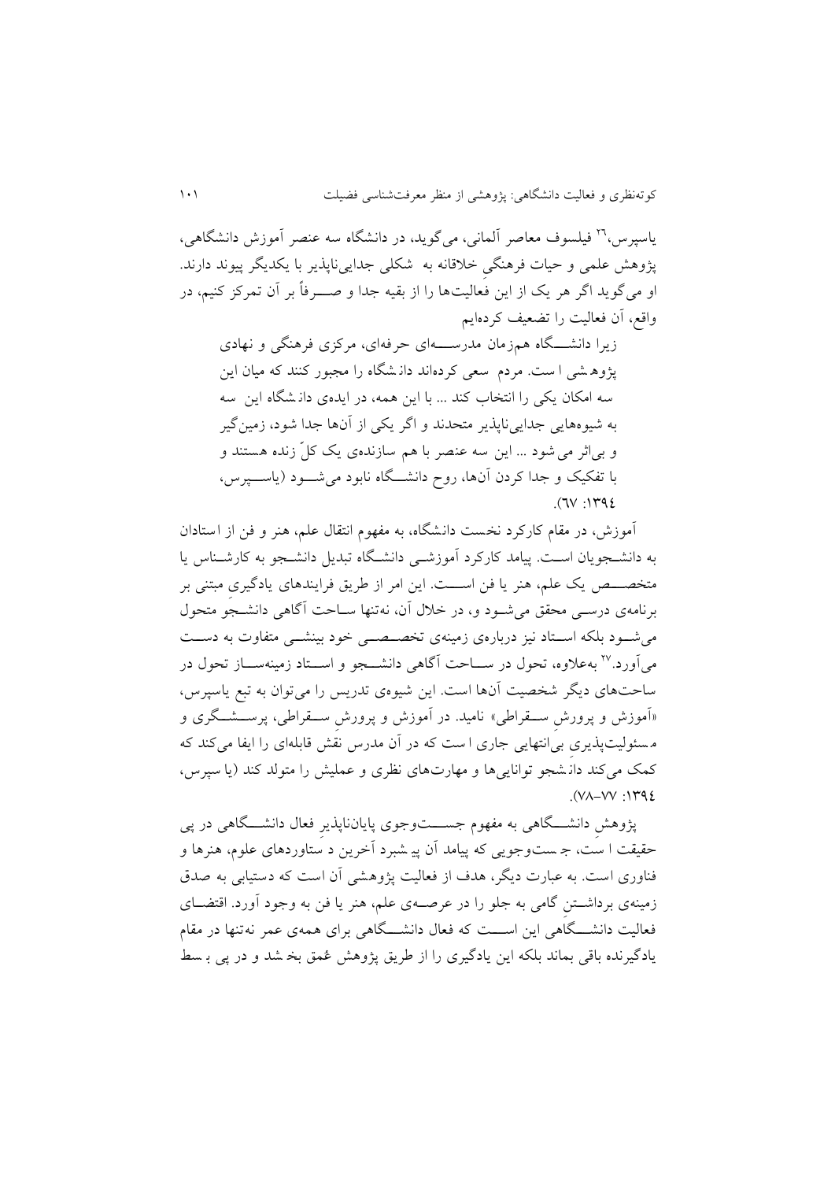یاسپرس،[۲۶] فیلسوف معاصر آلمانی، می‌گوید، در دانشگاه سه عنصر آموزش دانشگاهی، پژوهش علمی و حیات فرهنگیِ خلاقانه به شکلی جدایی‌ناپذیر با یکدیگر پیوند دارند. او می‌گوید اگر هر یک از این فعالیت‌ها را از بقیه جدا و صرفاً بر آن تمرکز کنیم، در واقع، آن فعالیت را تضعیف کرده‌ایم

> زیرا دانشگاه هم‌زمان مدرسه‌ای حرفه‌ای، مرکزی فرهنگی و نهادی پژوهشی است. مردم سعی کرده‌اند دانشگاه را مجبور کنند که میان این سه امکان یکی را انتخاب کند ... با این همه، در ایده‌ی دانشگاه این سه به شیوه‌هایی جدایی‌ناپذیر متحدند و اگر یکی از آن‌ها جدا شود، زمین‌گیر و بی‌اثر می‌شود ... این سه عنصر با هم سازنده‌ی یک کلِّ زنده هستند و با تفکیک و جدا کردن آن‌ها، روح دانشگاه نابود می‌شود (یاسپرس، ۱۳۹۴: ۶۷).

آموزش، در مقام کارکرد نخست دانشگاه، به مفهوم انتقال علم، هنر و فن از استادان به دانشجویان است. پیامد کارکرد آموزشی دانشگاه تبدیل دانشجو به کارشناس یا متخصص یک علم، هنر یا فن است. این امر از طریق فرایندهای یادگیری مبتنی بر برنامه‌ی درسی محقق می‌شود و، در خلال آن، نه‌تنها ساحت آگاهی دانشجو متحول می‌شود بلکه استاد نیز درباره‌ی زمینه‌ی تخصصی خود بینشی متفاوت به دست می‌آورد.[۲۷] به‌علاوه، تحول در ساحت آگاهی دانشجو و استاد زمینه‌ساز تحول در ساحت‌های دیگر شخصیت آن‌ها است. این شیوه‌ی تدریس را می‌توان به تبع یاسپرس، «آموزش و پرورشِ سقراطی» نامید. در آموزش و پرورشِ سقراطی، پرسشگری و مسئولیت‌پذیری بی‌انتهایی جاری است که در آن مدرس نقش قابله‌ای را ایفا می‌کند که کمک می‌کند دانشجو توانایی‌ها و مهارت‌های نظری و عملیش را متولد کند (یاسپرس، ۱۳۹۴: ۷۷–۷۸).

پژوهشِ دانشگاهی به مفهوم جست‌وجوی پایان‌ناپذیرِ فعال دانشگاهی در پی حقیقت است، جست‌وجویی که پیامد آن پیشبرد آخرین دستاوردهای علوم، هنرها و فناوری است. به عبارت دیگر، هدف از فعالیت پژوهشی آن است که دستیابی به صدق زمینه‌ی برداشتنِ گامی به جلو را در عرصه‌ی علم، هنر یا فن به وجود آورد. اقتضای فعالیت دانشگاهی این است که فعال دانشگاهی برای همه‌ی عمر نه‌تنها در مقام یادگیرنده باقی بماند بلکه این یادگیری را از طریق پژوهش عُمق بخشد و در پی بسط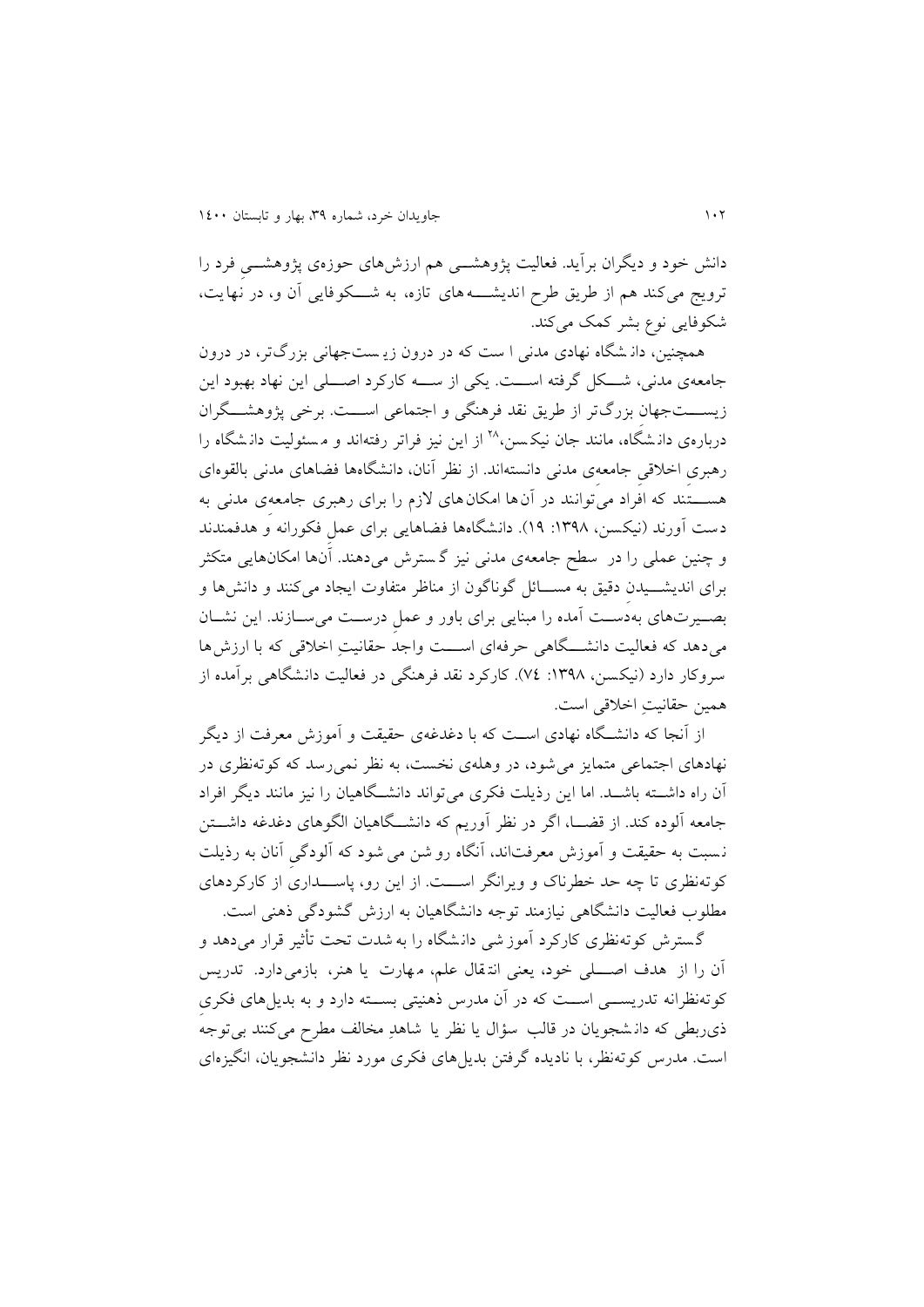دانش خود و دیگران برآید. فعالیت پژوهشی هم ارزش‌های حوزه‌ی پژوهشی فرد را ترویج می‌کند هم از طریق طرح اندیشه‌های تازه، به شکوفایی آن و، در نهایت، شکوفایی نوع بشر کمک می‌کند.

همچنین، دانشگاه نهادی مدنی است که در درون زیست‌جهانی بزرگ‌تر، در درون جامعه‌ی مدنی، شکل گرفته است. یکی از سه کارکرد اصلی این نهاد بهبود این زیست‌جهانِ بزرگ‌تر از طریق نقد فرهنگی و اجتماعی است. برخی پژوهشگران درباره‌ی دانشگاه، مانند جان نیکسن،[28] از این نیز فراتر رفته‌اند و مسئولیت دانشگاه را رهبریِ اخلاقیِ جامعه‌ی مدنی دانسته‌اند. از نظر آنان، دانشگاه‌ها فضاهای مدنی بالقوه‌ای هستند که افراد می‌توانند در آن‌ها امکان‌های لازم را برای رهبری جامعه‌ی مدنی به دست آورند (نیکسن، ۱۳۹۸: ۱۹). دانشگاه‌ها فضاهایی برای عملِ فکورانه و هدفمندند و چنین عملی را در سطح جامعه‌ی مدنی نیز گسترش می‌دهند. آن‌ها امکان‌هایی متکثر برای اندیشیدنِ دقیق به مسائل گوناگون از مناظر متفاوت ایجاد می‌کنند و دانش‌ها و بصیرت‌های به‌دست آمده را مبنایی برای باور و عملِ درست می‌سازند. این نشان می‌دهد که فعالیت دانشگاهی حرفه‌ای است واجدِ حقانیتِ اخلاقی که با ارزش‌ها سروکار دارد (نیکسن، ۱۳۹۸: ۷٤). کارکرد نقد فرهنگی در فعالیت دانشگاهی برآمده از همین حقانیتِ اخلاقی است.

از آنجا که دانشگاه نهادی است که با دغدغه‌ی حقیقت و آموزش معرفت از دیگر نهادهای اجتماعی متمایز می‌شود، در وهله‌ی نخست، به نظر نمی‌رسد که کوته‌نظری در آن راه داشته باشد. اما این رذیلت فکری می‌تواند دانشگاهیان را نیز مانند دیگر افراد جامعه آلوده کند. از قضا، اگر در نظر آوریم که دانشگاهیان الگوهای دغدغه داشتن نسبت به حقیقت و آموزش معرفت‌اند، آنگاه روشن می‌شود که آلودگیِ آنان به رذیلت کوته‌نظری تا چه حد خطرناک و ویرانگر است. از این رو، پاسداریِ از کارکردهای مطلوب فعالیت دانشگاهی نیازمند توجه دانشگاهیان به ارزش گشودگی ذهنی است.

گسترش کوته‌نظری کارکرد آموزشی دانشگاه را به شدت تحت تأثیر قرار می‌دهد و آن را از هدف اصلی خود، یعنی انتقال علم، مهارت یا هنر، بازمی‌دارد. تدریس کوته‌نظرانه تدریسی است که در آن مدرس ذهنیتی بسته دارد و به بدیل‌های فکریِ ذی‌ربطی که دانشجویان در قالب سؤال یا نظر یا شاهدِ مخالف مطرح می‌کنند بی‌توجه است. مدرس کوته‌نظر، با نادیده گرفتن بدیل‌های فکری مورد نظر دانشجویان، انگیزه‌ای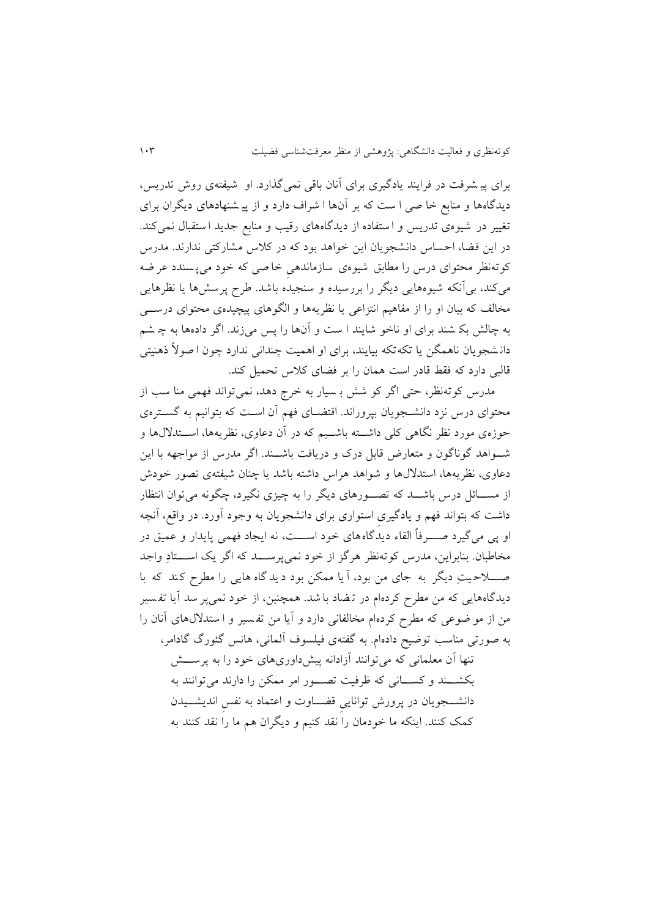برای پیشرفت در فرایند یادگیری برای آنان باقی نمی‌گذارد. او شیفته‌ی روش تدریس، دیدگاه‌ها و منابع خاصی است که بر آن‌ها اشراف دارد و از پیشنهادهای دیگران برای تغییر در شیوه‌ی تدریس و استفاده از دیدگاه‌های رقیب و منابع جدید استقبال نمی‌کند. در این فضا، احساس دانشجویان این خواهد بود که در کلاس مشارکتی ندارند. مدرس کوته‌نظر محتوای درس را مطابق شیوه‌ی سازماندهیِ خاصی که خود می‌پسندد عرضه می‌کند، بی‌آنکه شیوه‌هایی دیگر را بررسیده و سنجیده باشد. طرح پرسش‌ها یا نظرهایی مخالف که بیان او را از مفاهیم انتزاعی یا نظریه‌ها و الگوهای پیچیده‌ی محتوای درسی به چالش بکشند برای او ناخوشایند است و آن‌ها را پس می‌زند. اگر داده‌ها به چشم دانشجویان ناهمگن یا تکه‌تکه بیایند، برای او اهمیت چندانی ندارد چون اصولاً ذهنیتی قالبی دارد که فقط قادر است همان را بر فضای کلاس تحمیل کند.

مدرس کوته‌نظر، حتی اگر کوشش بسیار به خرج دهد، نمی‌تواند فهمی مناسب از محتوای درس نزد دانشجویان بپروراند. اقتضای فهم آن است که بتوانیم به گستره‌ی حوزه‌ی مورد نظر نگاهی کلی داشته باشیم که در آن دعاوی، نظریه‌ها، استدلال‌ها و شواهد گوناگون و متعارض قابل درک و دریافت باشند. اگر مدرس از مواجهه با این دعاوی، نظریه‌ها، استدلال‌ها و شواهد هراس داشته باشد یا چنان شیفته‌ی تصور خودش از مسائل درس باشد که تصورهای دیگر را به چیزی نگیرد، چگونه می‌توان انتظار داشت که بتواند فهم و یادگیری استواری برای دانشجویان به وجود آورد. در واقع، آنچه او پی می‌گیرد صرفاً القاء دیدگاه‌های خود است، نه ایجاد فهمی پایدار و عمیق در مخاطبان. بنابراین، مدرس کوته‌نظر هرگز از خود نمی‌پرسد که اگر یک استادِ واجد صلاحیتِ دیگر به جای من بود، آیا ممکن بود دیدگاه‌هایی را مطرح کند که با دیدگاه‌هایی که من مطرح کرده‌ام در تضاد باشد. همچنین، از خود نمی‌پرسد آیا تفسیر من از موضوعی که مطرح کرده‌ام مخالفانی دارد و آیا من تفسیر و استدلال‌های آنان را به صورتی مناسب توضیح داده‌ام. به گفته‌ی فیلسوف آلمانی، هانس گئورگ گادامر،

> تنها آن معلمانی که می‌توانند آزادانه پیش‌داوری‌های خود را به پرسش بکشند و کسانی که ظرفیت تصور امر ممکن را دارند می‌توانند به دانشجویان در پرورش توانایی قضاوت و اعتماد به نفسِ اندیشیدن کمک کنند. اینکه ما خودمان را نقد کنیم و دیگران هم ما را نقد کنند به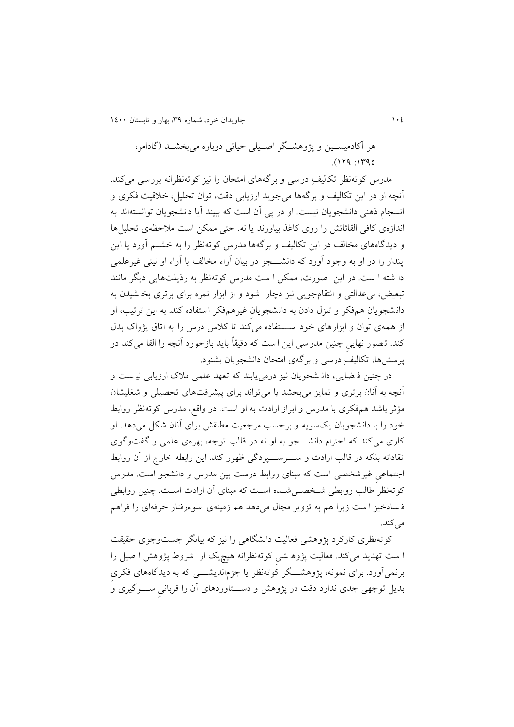هر آکادمیسین و پژوهشگر اصیلی حیاتی دوباره می‌بخشد (گادامر، ۱۳۹۵: ۱۲۹).

مدرس کوته‌نظر تکالیفِ درسی و برگه‌های امتحان را نیز کوته‌نظرانه بررسی می‌کند. آنچه او در این تکالیف و برگه‌ها می‌جوید ارزیابی دقت، توان تحلیل، خلاقیت فکری و انسجام ذهنی دانشجویان نیست. او در پی آن است که ببیند آیا دانشجویان توانسته‌اند به اندازه‌ی کافی القائاتش را روی کاغذ بیاورند یا نه. حتی ممکن است ملاحظه‌ی تحلیل‌ها و دیدگاه‌های مخالف در این تکالیف و برگه‌ها مدرس کوته‌نظر را به خشم آورد یا این پندار را در او به وجود آورد که دانشجو در بیان آراء مخالف با آراء او نیتی غیرعلمی داشته است. در این صورت، ممکن است مدرس کوته‌نظر به رذیلت‌هایی دیگر مانند تبعیض، بی‌عدالتی و انتقام‌جویی نیز دچار شود و از ابزار نمره برای برتری بخشیدن به دانشجویانِ هم‌فکر و تنزل دادن به دانشجویانِ غیرهم‌فکر استفاده کند. به این ترتیب، او از همه‌ی توان و ابزارهای خود استفاده می‌کند تا کلاس درس را به اتاق پژواک بدل کند. تصور نهاییِ چنین مدرسی این است که دقیقاً باید بازخورد آنچه را القا می‌کند در پرسش‌ها، تکالیفِ درسی و برگه‌ی امتحان دانشجویان بشنود.

در چنین فضایی، دانشجویان نیز درمی‌یابند که تعهد علمی ملاک ارزیابی نیست و آنچه به آنان برتری و تمایز می‌بخشد یا می‌تواند برای پیشرفت‌های تحصیلی و شغلیشان مؤثر باشد هم‌فکری با مدرس و ابراز ارادت به او است. در واقع، مدرس کوته‌نظر روابط خود را با دانشجویان یک‌سویه و برحسب مرجعیت مطلقش برای آنان شکل می‌دهد. او کاری می‌کند که احترام دانشجو به او نه در قالب توجه، بهره‌ی علمی و گفت‌وگوی نقادانه بلکه در قالب ارادت و سرسپردگی ظهور کند. این رابطه خارج از آن روابط اجتماعیِ غیرشخصی است که مبنای روابط درست بین مدرس و دانشجو است. مدرس کوته‌نظر طالب روابطی شخصی‌شده است که مبنای آن ارادت است. چنین روابطی فسادخیز است زیرا هم به تزویر مجال می‌دهد هم زمینه‌ی سوءرفتار حرفه‌ای را فراهم می‌کند.

کوته‌نظری کارکرد پژوهشی فعالیت دانشگاهی را نیز که بیانگر جست‌وجوی حقیقت است تهدید می‌کند. فعالیت پژوهشیِ کوته‌نظرانه هیچ‌یک از شروط پژوهش اصیل را برنمی‌آورد. برای نمونه، پژوهشگر کوته‌نظر یا جزم‌اندیشی که به دیدگاه‌های فکریِ بدیل توجهی جدی ندارد دقت در پژوهش و دستاوردهای آن را قربانیِ سوگیری و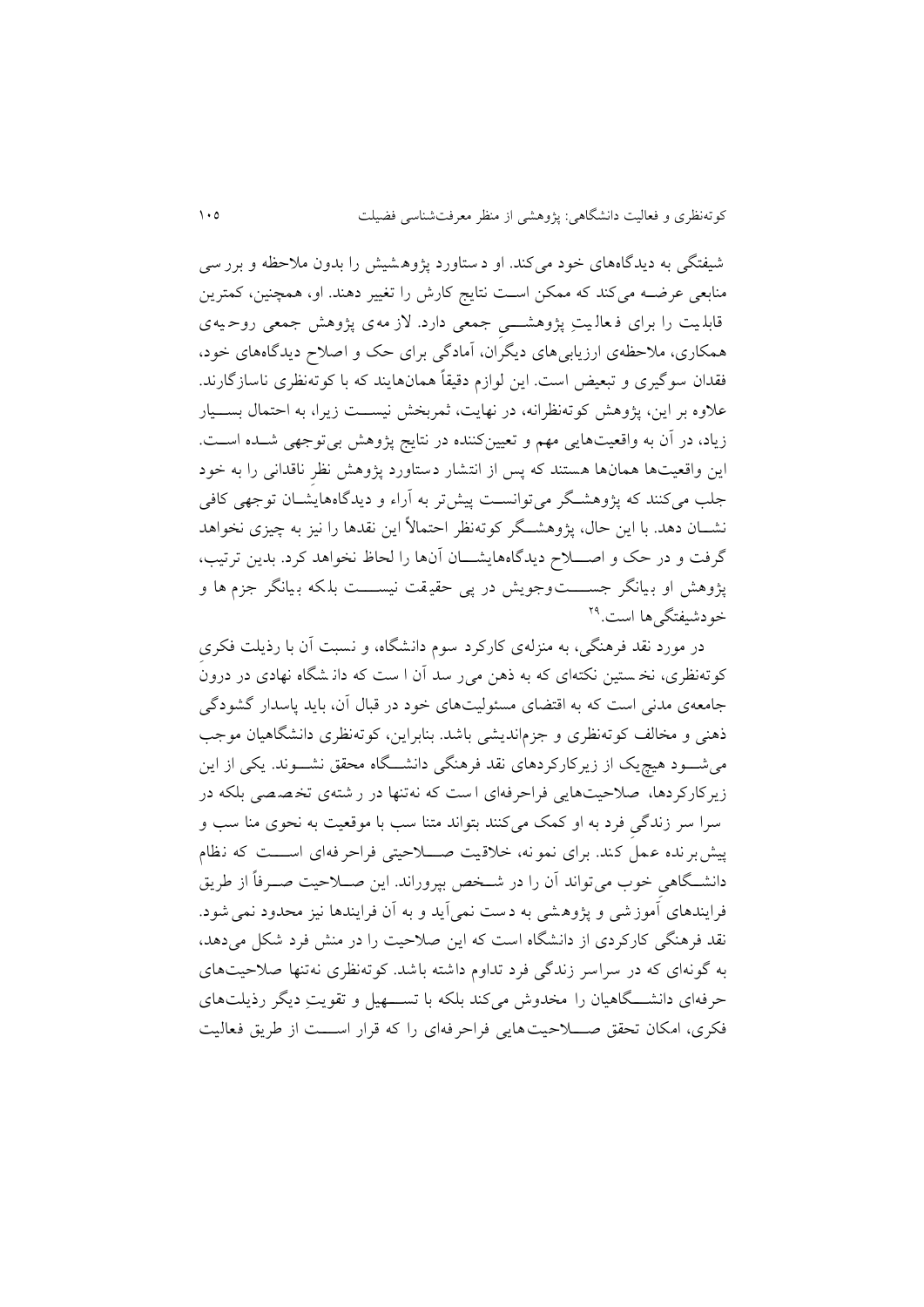شیفتگی به دیدگاه‌های خود می‌کند. او دستاورد پژوهشیش را بدون ملاحظه و بررسی منابعی عرضه می‌کند که ممکن است نتایج کارش را تغییر دهند. او، همچنین، کمترین قابلیت را برای فعالیتِ پژوهشی جمعی دارد. لازمه‌ی پژوهش جمعی روحیه‌ی همکاری، ملاحظه‌ی ارزیابی‌های دیگران، آمادگی برای حک و اصلاح دیدگاه‌های خود، فقدان سوگیری و تبعیض است. این لوازم دقیقاً همان‌هایند که با کوته‌نظری ناسازگارند. علاوه بر این، پژوهش کوته‌نظرانه، در نهایت، ثمربخش نیست زیرا، به احتمال بسیار زیاد، در آن به واقعیت‌هایی مهم و تعیین‌کننده در نتایج پژوهش بی‌توجهی شده است. این واقعیت‌ها همان‌ها هستند که پس از انتشار دستاورد پژوهش نظرِ ناقدانی را به خود جلب می‌کنند که پژوهشگر می‌توانست پیش‌تر به آراء و دیدگاه‌هایشان توجهی کافی نشان دهد. با این حال، پژوهشگر کوته‌نظر احتمالاً این نقدها را نیز به چیزی نخواهد گرفت و در حک و اصلاح دیدگاه‌هایشان آن‌ها را لحاظ نخواهد کرد. بدین ترتیب، پژوهش او بیانگر جستجویش در پی حقیقت نیست بلکه بیانگر جزم‌ها و خودشیفتگی‌ها است.[29]

در مورد نقد فرهنگی، به منزله‌ی کارکرد سوم دانشگاه، و نسبت آن با رذیلت فکریِ کوته‌نظری، نخستین نکته‌ای که به ذهن می‌رسد آن است که دانشگاه نهادی در درونِ جامعه‌ی مدنی است که به اقتضای مسئولیت‌های خود در قبال آن، باید پاسدار گشودگی ذهنی و مخالف کوته‌نظری و جزم‌اندیشی باشد. بنابراین، کوته‌نظری دانشگاهیان موجب می‌شود هیچ‌یک از زیرکارکردهای نقد فرهنگی دانشگاه محقق نشوند. یکی از این زیرکارکردها، صلاحیت‌هایی فراحرفه‌ای است که نه‌تنها در رشته‌ی تخصصی بلکه در سرا سر زندگیِ فرد به او کمک می‌کنند بتواند متنا سب با موقعیت به نحوی منا سب و پیش‌برنده عمل کند. برای نمونه، خلاقیت صلاحیتی فراحرفه‌ای است که نظام دانشگاهی خوب می‌تواند آن را در شخص بپروراند. این صلاحیت صرفاً از طریق فرایندهای آموزشی و پژوهشی به دست نمی‌آید و به آن فرایندها نیز محدود نمی‌شود. نقد فرهنگی کارکردی از دانشگاه است که این صلاحیت را در منش فرد شکل می‌دهد، به گونه‌ای که در سراسر زندگی فرد تداوم داشته باشد. کوته‌نظری نه‌تنها صلاحیت‌های حرفه‌ای دانشگاهیان را مخدوش می‌کند بلکه با تسهیل و تقویتِ دیگر رذیلت‌های فکری، امکان تحقق صلاحیت‌هایی فراحرفه‌ای را که قرار است از طریق فعالیت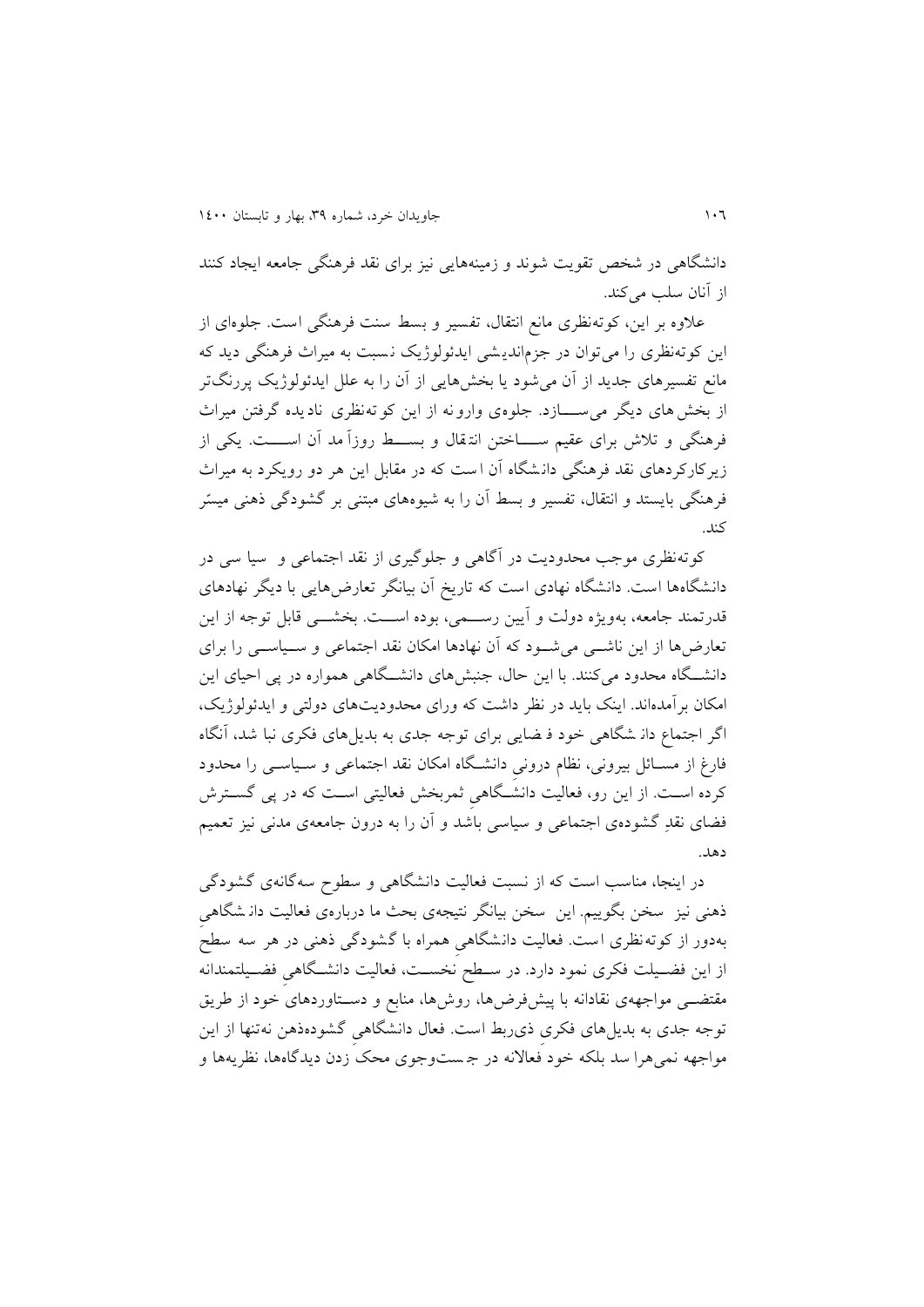دانشگاهی در شخص تقویت شوند و زمینه‌هایی نیز برای نقد فرهنگی جامعه ایجاد کنند از آنان سلب می‌کند.

علاوه بر این، کوته‌نظری مانع انتقال، تفسیر و بسط سنت فرهنگی است. جلوه‌ای از این کوته‌نظری را می‌توان در جزم‌اندیشی ایدئولوژیک نسبت به میراث فرهنگی دید که مانع تفسیرهای جدید از آن می‌شود یا بخش‌هایی از آن را به علل ایدئولوژیک پررنگ‌تر از بخش‌های دیگر می‌سازد. جلوه‌ی وارونه از این کوته‌نظری نادیده گرفتن میراث فرهنگی و تلاش برای عقیم ساختن انتقال و بسط روزآمد آن است. یکی از زیرکارکردهای نقد فرهنگی دانشگاه آن است که در مقابل این هر دو رویکرد به میراث فرهنگی بایستد و انتقال، تفسیر و بسط آن را به شیوه‌های مبتنی بر گشودگی ذهنی میسّر کند.

کوته‌نظری موجب محدودیت در آگاهی و جلوگیری از نقد اجتماعی و سیاسی در دانشگاه‌ها است. دانشگاه نهادی است که تاریخ آن بیانگر تعارض‌هایی با دیگر نهادهای قدرتمند جامعه، به‌ویژه دولت و آیین رسمی، بوده است. بخشی قابل توجه از این تعارض‌ها از این ناشی می‌شود که آن نهادها امکان نقد اجتماعی و سیاسی را برای دانشگاه محدود می‌کنند. با این حال، جنبش‌های دانشگاهی همواره در پی احیای این امکان برآمده‌اند. اینک باید در نظر داشت که ورای محدودیت‌های دولتی و ایدئولوژیک، اگر اجتماع دانشگاهی خود فضایی برای توجه جدی به بدیل‌های فکری نباشد، آنگاه فارغ از مسائل بیرونی، نظام درونیِ دانشگاه امکان نقد اجتماعی و سیاسی را محدود کرده است. از این رو، فعالیت دانشگاهیِ ثمربخش فعالیتی است که در پی گسترش فضای نقدِ گشوده‌ی اجتماعی و سیاسی باشد و آن را به درون جامعه‌ی مدنی نیز تعمیم دهد.

در اینجا، مناسب است که از نسبت فعالیت دانشگاهی و سطوح سه‌گانه‌ی گشودگی ذهنی نیز سخن بگوییم. این سخن بیانگر نتیجه‌ی بحث ما درباره‌ی فعالیت دانشگاهیِ به‌دور از کوته‌نظری است. فعالیت دانشگاهیِ همراه با گشودگی ذهنی در هر سه سطحِ از این فضیلت فکری نمود دارد. در سطحِ نخست، فعالیت دانشگاهیِ فضیلتمندانه مقتضی مواجهه‌ی نقادانه با پیش‌فرض‌ها، روش‌ها، منابع و دستاوردهای خودَ از طریق توجه جدی به بدیل‌های فکریِ ذی‌ربط است. فعال دانشگاهیِ گشوده‌ذهن نه‌تنها از این مواجهه نمی‌هراسد بلکه خودَ فعالانه در جست‌وجوی محکَ زدن دیدگاه‌ها، نظریه‌ها و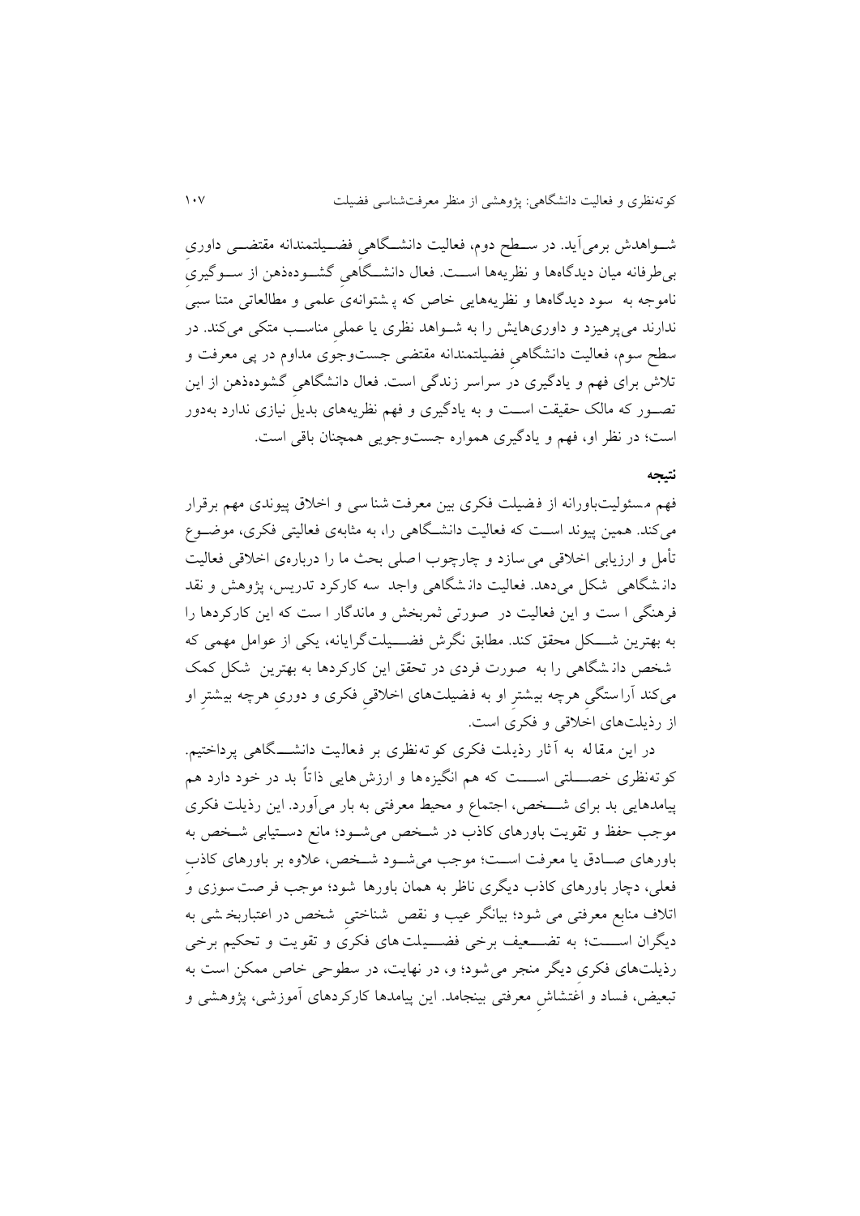شــواهدش برمی‌آید. در ســطح دوم، فعالیت دانشــگاهیِ فضــیلتمندانه مقتضــی داوریِ بی‌طرفانه میان دیدگاه‌ها و نظریه‌ها اســت. فعال دانشــگاهیِ گشــوده‌ذهن از ســوگیریِ ناموجه به سود دیدگاه‌ها و نظریه‌هایی خاص که پشتوانه‌ی علمی و مطالعاتی متنا سبی ندارند می‌پرهیزد و داوری‌هایش را به شــواهد نظری یا عملیِ مناســب متکی می‌کند. در سطح سوم، فعالیت دانشگاهیِ فضیلتمندانه مقتضی جست‌وجوی مداوم در پی معرفت و تلاش برای فهم و یادگیری در سراسر زندگی است. فعال دانشگاهیِ گشوده‌ذهن از این تصــور که مالک حقیقت اســت و به یادگیری و فهم نظریه‌های بدیل نیازی ندارد به‌دور است؛ در نظر او، فهم و یادگیری همواره جست‌وجویی همچنان باقی است.

## نتیجه

فهم مسئولیت‌باورانه از فضیلت فکری بین معرفت‌شناسی و اخلاق پیوندی مهم برقرار می‌کند. همین پیوند اســت که فعالیت دانشــگاهی را، به مثابه‌ی فعالیتی فکری، موضــوع تأمل و ارزیابی اخلاقی می‌سازد و چارچوب اصلی بحث ما را درباره‌ی اخلاقی فعالیت دانشگاهی شکل می‌دهد. فعالیت دانشگاهی واجد سه کارکرد تدریس، پژوهش و نقد فرهنگی است و این فعالیت در صورتی ثمربخش و ماندگار است که این کارکردها را به بهترین شــکل محقق کند. مطابق نگرش فضــیلت‌گرایانه، یکی از عوامل مهمی که شخص دانشگاهی را به صورت فردی در تحقق این کارکردها به بهترین شکل کمک می‌کند آراستگیِ هرچه بیشترِ او به فضیلت‌های اخلاقیِ فکری و دوریِ هرچه بیشترِ او از رذیلت‌های اخلاقی و فکری است.

در این مقاله به آثار رذیلت فکری کوته‌نظری بر فعالیت دانشــگاهی پرداختیم. کوته‌نظری خصــلتی اســت که هم انگیزه‌ها و ارزش‌هایی ذاتاً بد در خود دارد هم پیامدهایی بد برای شــخص، اجتماع و محیط معرفتی به بار می‌آورد. این رذیلت فکری موجب حفظ و تقویت باورهای کاذب در شــخص می‌شــود؛ مانع دســتیابی شــخص به باورهای صــادق یا معرفت اســت؛ موجب می‌شــود شــخص، علاوه بر باورهای کاذبِ فعلی، دچار باورهای کاذب دیگری ناظر به همان باورها شود؛ موجب فرصت‌سوزی و اتلاف منابع معرفتی می‌شود؛ بیانگر عیب و نقص شناختیِ شخص در اعتباربخشی به دیگران اســت؛ به تضــعیف برخی فضــیلت‌های فکری و تقویت و تحکیم برخی رذیلت‌های فکری دیگر منجر می‌شود؛ و، در نهایت، در سطوحی خاص ممکن است به تبعیض، فساد و اغتشاشِ معرفتی بینجامد. این پیامدها کارکردهای آموزشی، پژوهشی و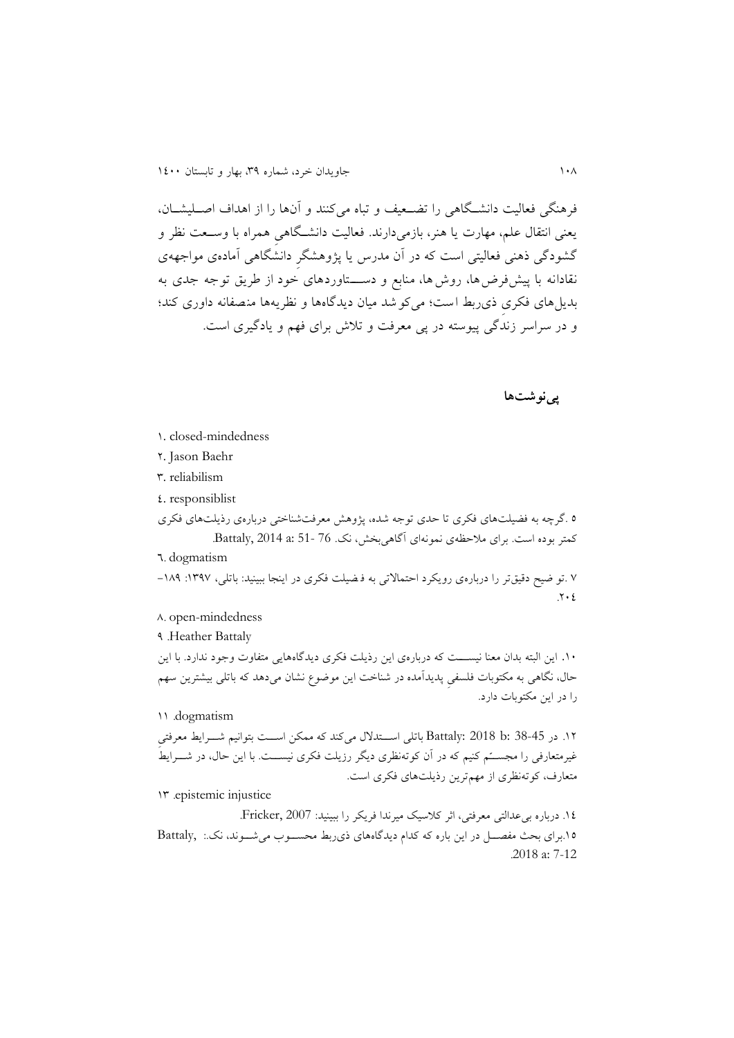فرهنگی فعالیت دانشگاهی را تضعیف و تباه می‌کنند و آن‌ها را از اهداف اصلیشان، یعنی انتقال علم، مهارت یا هنر، بازمی‌دارند. فعالیت دانشگاهی همراه با وسعت نظر و گشودگی ذهنی فعالیتی است که در آن مدرس یا پژوهشگرِ دانشگاهی آماده‌ی مواجهه‌ی نقادانه با پیش‌فرض‌ها، روش‌ها، منابع و دستاوردهای خود از طریق توجه جدی به بدیل‌های فکری ذی‌ربط است؛ می‌کوشد میان دیدگاه‌ها و نظریه‌ها منصفانه داوری کند؛ و در سراسر زندگی پیوسته در پی معرفت و تلاش برای فهم و یادگیری است.

## پی‌نوشت‌ها

۱. closed-mindedness

۲. Jason Baehr

۳. reliabilism

٤. responsiblist

۵. گرچه به فضیلت‌های فکری تا حدی توجه شده، پژوهش معرفت‌شناختی درباره‌ی رذیلت‌های فکری کمتر بوده است. برای ملاحظه‌ی نمونه‌ای آگاهی‌بخش، نک. Battaly, 2014 a: 51- 76.

٦. dogmatism

۷. توضیح دقیق‌تر را درباره‌ی رویکرد احتمالاتی به فضیلت فکری در اینجا ببینید: باتلی، ۱۳۹۷: ۱۸۹–۲۰٤.

۸. open-mindedness

۹. Heather Battaly

۱۰. این البته بدان معنا نیست که درباره‌ی این رذیلت فکری دیدگاه‌هایی متفاوت وجود ندارد. با این حال، نگاهی به مکتوبات فلسفیِ پدیدآمده در شناخت این موضوع نشان می‌دهد که باتلی بیشترین سهم را در این مکتوبات دارد.

۱۱. dogmatism

۱۲. در Battaly: 2018 b: 38-45 باتلی استدلال می‌کند که ممکن است بتوانیم شرایط معرفتیِ غیرمتعارفی را مجسم کنیم که در آن کوته‌نظری دیگر رذیلت فکری نیست. با این حال، در شرایطِ متعارف، کوته‌نظری از مهم‌ترین رذیلت‌های فکری است.

۱۳. epistemic injustice

۱٤. درباره بی‌عدالتی معرفتی، اثر کلاسیک میراندا فریکر را ببینید: Fricker, 2007.

۱۵. برای بحث مفصل در این باره که کدام دیدگاه‌های ذی‌ربط محسوب می‌شوند، نک.: Battaly, 2018 a: 7-12.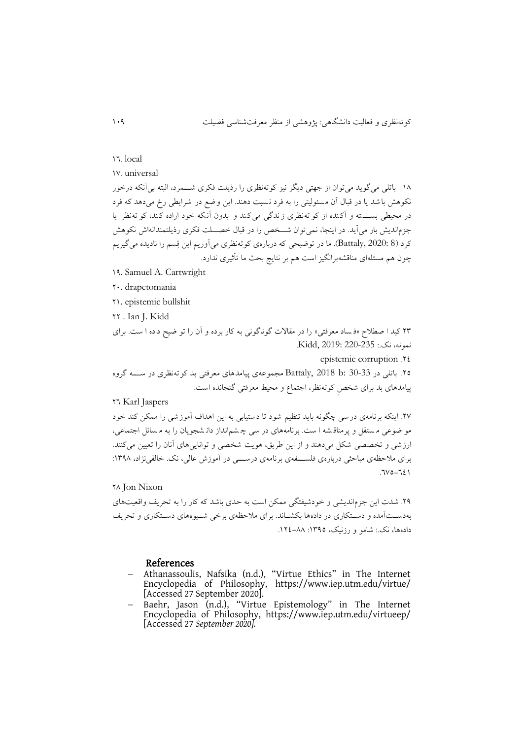۱۶. local

۱۷. universal

۱۸ باتلی می‌گوید می‌توان از جهتی دیگر نیز کوته‌نظری را رذیلت فکری شـــمرد، البته بی‌آنکه درخور نکوهش باشد یا در قبال آن مسئولیتی را به فرد نسبت دهند. این وضع در شرایطی رخ می‌دهد که فرد در محیطی بســـته و آکنده از کوته‌نظری زندگی می‌کند و بدون آنکه خود اراده کند، کوته‌نظر یا جزم‌اندیش بار می‌آید. در اینجا، نمی‌توان شـــخص را در قبال خصـــلت فکری رذیلت‌مندانه‌اش نکوهش کرد (Battaly, 2020: 8). ما در توضیحی که درباره‌ی کوته‌نظری می‌آوریم این قِسم را نادیده می‌گیریم چون هم مسئله‌ای مناقشه‌برانگیز است هم بر نتایج بحث ما تأثیری ندارد.

۱۹. Samuel A. Cartwright

۲۰. drapetomania

۲۱. epistemic bullshit

۲۲ . Ian J. Kidd

۲۳ کید اصطلاح «فساد معرفتی» را در مقالات گوناگونی به کار برده و آن را توضیح داده است. برای نمونه، نک.: Kidd, 2019: 220-235.

۲٤. epistemic corruption

۲۵. باتلی در Battaly, 2018 b: 30-33 مجموعه‌ی پیامدهای معرفتی بد کوته‌نظری در ســـه گروه پیامدهای بد برای شخصِ کوته‌نظر، اجتماع و محیط معرفتی گنجانده است.

۲٦ Karl Jaspers

۲۷. اینکه برنامه‌ی درسی چگونه باید تنظیم شود تا دستیابی به این اهداف آموزشی را ممکن کند خود موضوعی مستقل و پرمناقشه است. برنامه‌های درسی چشم‌انداز دانشجویان را به مسائل اجتماعی، ارزشی و تخصصی شکل می‌دهند و از این طریق، هویت شخصی و توانایی‌های آنان را تعیین می‌کنند. برای ملاحظه‌ی مباحثی درباره‌ی فلســـفه‌ی برنامه‌ی درســـی در آموزش عالی، نک. خالقی‌نژاد، ۱۳۹۸: ٦٤۱-٦۷۵.

۲۸ Jon Nixon

۲۹. شدت این جزم‌اندیشی و خودشیفتگی ممکن است به حدی باشد که کار را به تحریف واقعیت‌های به‌دســـت‌آمده و دســـتکاری در داده‌ها بکشـــاند. برای ملاحظه‌ی برخی شـــیوه‌های دســـتکاری و تحریف داده‌ها، نک.: شامو و رزنیک، ۱۳۹۵: ۸۸-۱۲٤.

## References

- Athanassoulis, Nafsika (n.d.), "Virtue Ethics" in The Internet Encyclopedia of Philosophy, https://www.iep.utm.edu/virtue/ [Accessed 27 September 2020].
- Baehr, Jason (n.d.), "Virtue Epistemology" in The Internet Encyclopedia of Philosophy, https://www.iep.utm.edu/virtueep/ [Accessed 27 *September 2020].*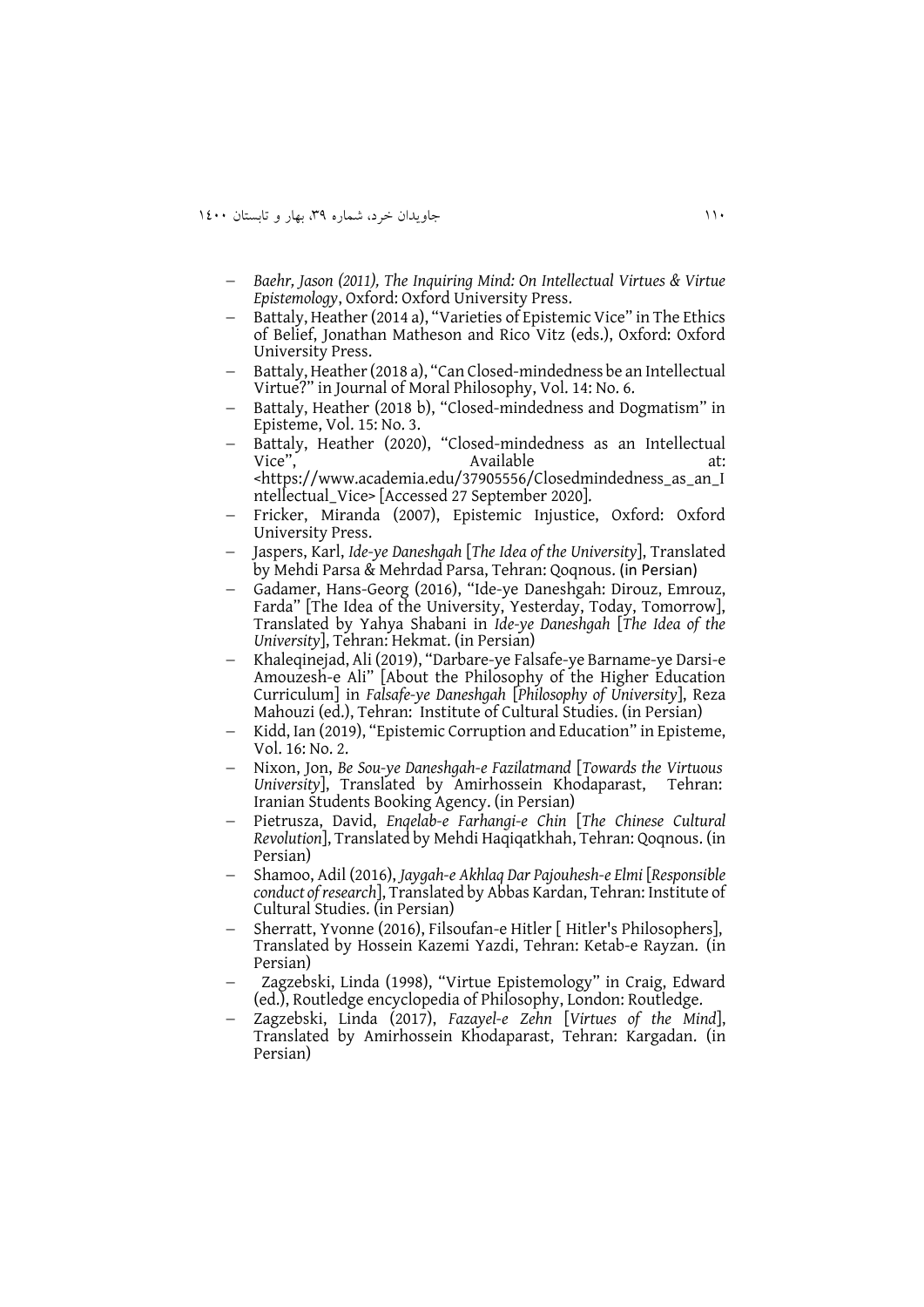- *Baehr, Jason (2011), The Inquiring Mind: On Intellectual Virtues & Virtue Epistemology*, Oxford: Oxford University Press.
- Battaly, Heather (2014 a), "Varieties of Epistemic Vice" in The Ethics of Belief, Jonathan Matheson and Rico Vitz (eds.), Oxford: Oxford University Press.
- Battaly, Heather (2018 a), "Can Closed-mindedness be an Intellectual Virtue?" in Journal of Moral Philosophy, Vol. 14: No. 6.
- Battaly, Heather (2018 b), "Closed-mindedness and Dogmatism" in Episteme, Vol. 15: No. 3.
- Battaly, Heather (2020), "Closed-mindedness as an Intellectual Vice", Available at: <https://www.academia.edu/37905556/Closedmindedness_as_an_Intellectual_Vice> [Accessed 27 September 2020].
- Fricker, Miranda (2007), Epistemic Injustice, Oxford: Oxford University Press.
- Jaspers, Karl, *Ide-ye Daneshgah* [*The Idea of the University*], Translated by Mehdi Parsa & Mehrdad Parsa, Tehran: Qoqnous. (in Persian)
- Gadamer, Hans-Georg (2016), "Ide-ye Daneshgah: Dirouz, Emrouz, Farda" [The Idea of the University, Yesterday, Today, Tomorrow], Translated by Yahya Shabani in *Ide-ye Daneshgah* [*The Idea of the University*], Tehran: Hekmat. (in Persian)
- Khaleqinejad, Ali (2019), "Darbare-ye Falsafe-ye Barname-ye Darsi-e Amouzesh-e Ali" [About the Philosophy of the Higher Education Curriculum] in *Falsafe-ye Daneshgah* [*Philosophy of University*], Reza Mahouzi (ed.), Tehran: Institute of Cultural Studies. (in Persian)
- Kidd, Ian (2019), "Epistemic Corruption and Education" in Episteme, Vol. 16: No. 2.
- Nixon, Jon, *Be Sou-ye Daneshgah-e Fazilatmand* [*Towards the Virtuous University*], Translated by Amirhossein Khodaparast, Tehran: Iranian Students Booking Agency. (in Persian)
- Pietrusza, David, *Enqelab-e Farhangi-e Chin* [*The Chinese Cultural Revolution*], Translated by Mehdi Haqiqatkhah, Tehran: Qoqnous. (in Persian)
- Shamoo, Adil (2016), *Jaygah-e Akhlaq Dar Pajouhesh-e Elmi* [*Responsible conduct of research*], Translated by Abbas Kardan, Tehran: Institute of Cultural Studies. (in Persian)
- Sherratt, Yvonne (2016), Filsoufan-e Hitler [ Hitler's Philosophers], Translated by Hossein Kazemi Yazdi, Tehran: Ketab-e Rayzan. (in Persian)
- Zagzebski, Linda (1998), "Virtue Epistemology" in Craig, Edward (ed.), Routledge encyclopedia of Philosophy, London: Routledge.
- Zagzebski, Linda (2017), *Fazayel-e Zehn* [*Virtues of the Mind*], Translated by Amirhossein Khodaparast, Tehran: Kargadan. (in Persian)